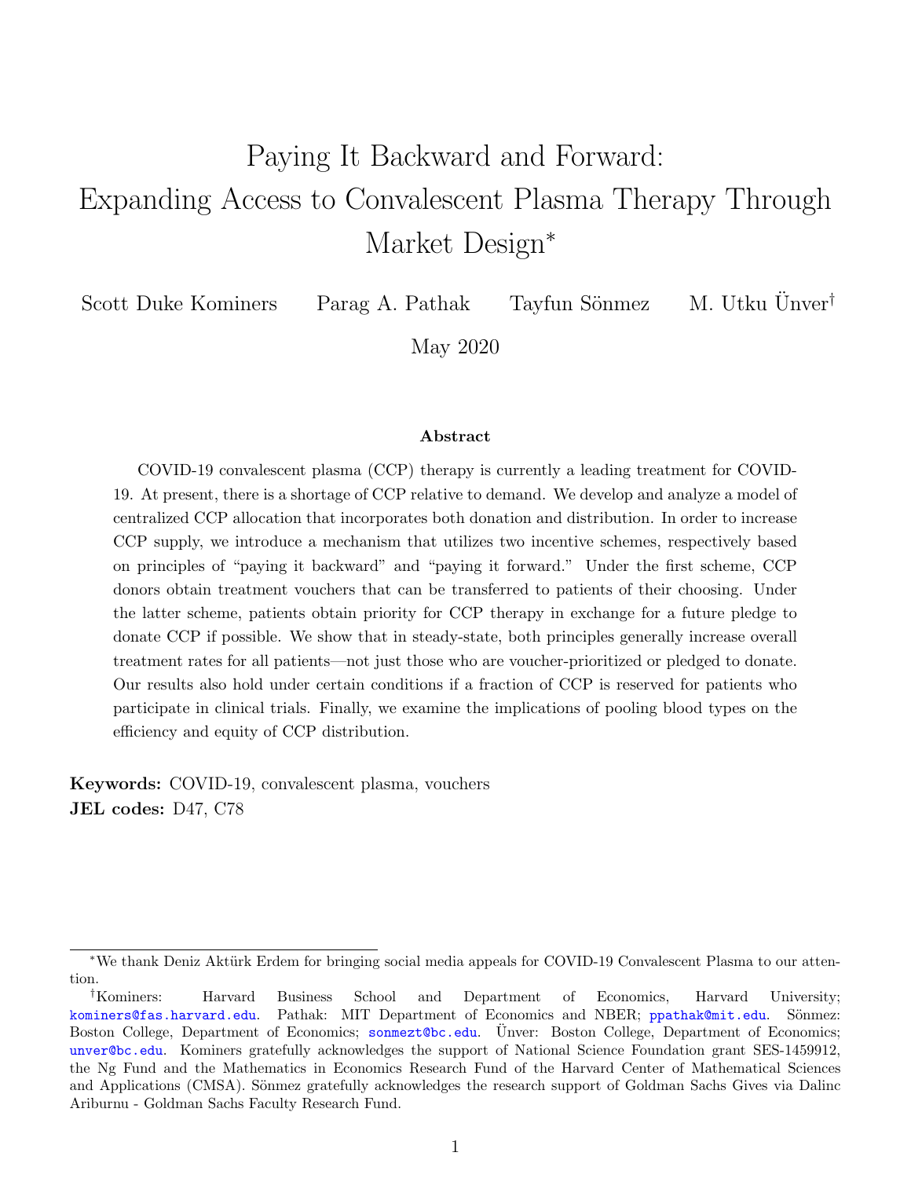# Paying It Backward and Forward: Expanding Access to Convalescent Plasma Therapy Through Market Design*

Scott Duke Kominers  Parag A. Pathak  Tayfun Sönmez  M. Utku Ünver†

May 2020

### Abstract

COVID-19 convalescent plasma (CCP) therapy is currently a leading treatment for COVID-19. At present, there is a shortage of CCP relative to demand. We develop and analyze a model of centralized CCP allocation that incorporates both donation and distribution. In order to increase CCP supply, we introduce a mechanism that utilizes two incentive schemes, respectively based on principles of "paying it backward" and "paying it forward." Under the first scheme, CCP donors obtain treatment vouchers that can be transferred to patients of their choosing. Under the latter scheme, patients obtain priority for CCP therapy in exchange for a future pledge to donate CCP if possible. We show that in steady-state, both principles generally increase overall treatment rates for all patients—not just those who are voucher-prioritized or pledged to donate. Our results also hold under certain conditions if a fraction of CCP is reserved for patients who participate in clinical trials. Finally, we examine the implications of pooling blood types on the efficiency and equity of CCP distribution.

**Keywords:** COVID-19, convalescent plasma, vouchers
**JEL codes:** D47, C78

---

*We thank Deniz Aktürk Erdem for bringing social media appeals for COVID-19 Convalescent Plasma to our attention.

†Kominers: Harvard Business School and Department of Economics, Harvard University; kominers@fas.harvard.edu. Pathak: MIT Department of Economics and NBER; ppathak@mit.edu. Sönmez: Boston College, Department of Economics; sonmezt@bc.edu. Ünver: Boston College, Department of Economics; unver@bc.edu. Kominers gratefully acknowledges the support of National Science Foundation grant SES-1459912, the Ng Fund and the Mathematics in Economics Research Fund of the Harvard Center of Mathematical Sciences and Applications (CMSA). Sönmez gratefully acknowledges the research support of Goldman Sachs Gives via Dalinc Ariburnu - Goldman Sachs Faculty Research Fund.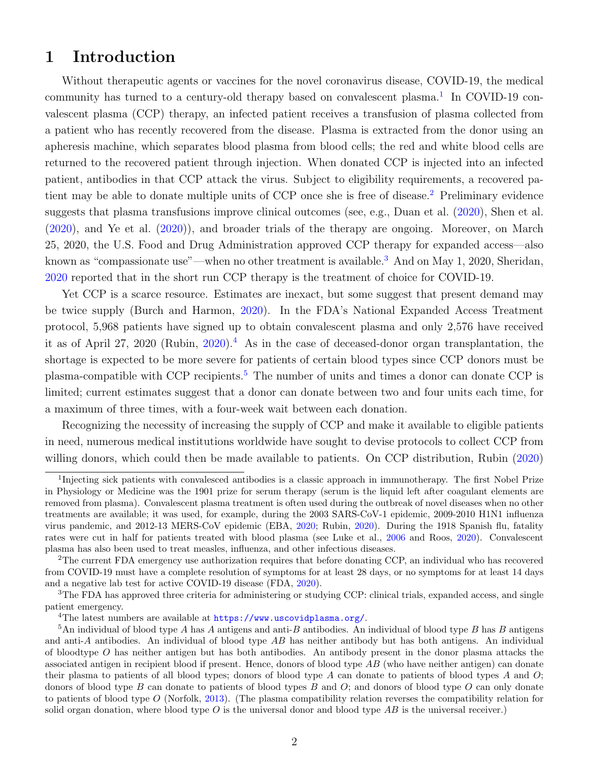# 1 Introduction

Without therapeutic agents or vaccines for the novel coronavirus disease, COVID-19, the medical community has turned to a century-old therapy based on convalescent plasma.[1] In COVID-19 convalescent plasma (CCP) therapy, an infected patient receives a transfusion of plasma collected from a patient who has recently recovered from the disease. Plasma is extracted from the donor using an apheresis machine, which separates blood plasma from blood cells; the red and white blood cells are returned to the recovered patient through injection. When donated CCP is injected into an infected patient, antibodies in that CCP attack the virus. Subject to eligibility requirements, a recovered patient may be able to donate multiple units of CCP once she is free of disease.[2] Preliminary evidence suggests that plasma transfusions improve clinical outcomes (see, e.g., Duan et al. (2020), Shen et al. (2020), and Ye et al. (2020)), and broader trials of the therapy are ongoing. Moreover, on March 25, 2020, the U.S. Food and Drug Administration approved CCP therapy for expanded access—also known as "compassionate use"—when no other treatment is available.[3] And on May 1, 2020, Sheridan, 2020 reported that in the short run CCP therapy is the treatment of choice for COVID-19.

Yet CCP is a scarce resource. Estimates are inexact, but some suggest that present demand may be twice supply (Burch and Harmon, 2020). In the FDA's National Expanded Access Treatment protocol, 5,968 patients have signed up to obtain convalescent plasma and only 2,576 have received it as of April 27, 2020 (Rubin, 2020).[4] As in the case of deceased-donor organ transplantation, the shortage is expected to be more severe for patients of certain blood types since CCP donors must be plasma-compatible with CCP recipients.[5] The number of units and times a donor can donate CCP is limited; current estimates suggest that a donor can donate between two and four units each time, for a maximum of three times, with a four-week wait between each donation.

Recognizing the necessity of increasing the supply of CCP and make it available to eligible patients in need, numerous medical institutions worldwide have sought to devise protocols to collect CCP from willing donors, which could then be made available to patients. On CCP distribution, Rubin (2020)

---

[1] Injecting sick patients with convalesced antibodies is a classic approach in immunotherapy. The first Nobel Prize in Physiology or Medicine was the 1901 prize for serum therapy (serum is the liquid left after coagulant elements are removed from plasma). Convalescent plasma treatment is often used during the outbreak of novel diseases when no other treatments are available; it was used, for example, during the 2003 SARS-CoV-1 epidemic, 2009-2010 H1N1 influenza virus pandemic, and 2012-13 MERS-CoV epidemic (EBA, 2020; Rubin, 2020). During the 1918 Spanish flu, fatality rates were cut in half for patients treated with blood plasma (see Luke et al., 2006 and Roos, 2020). Convalescent plasma has also been used to treat measles, influenza, and other infectious diseases.

[2] The current FDA emergency use authorization requires that before donating CCP, an individual who has recovered from COVID-19 must have a complete resolution of symptoms for at least 28 days, or no symptoms for at least 14 days and a negative lab test for active COVID-19 disease (FDA, 2020).

[3] The FDA has approved three criteria for administering or studying CCP: clinical trials, expanded access, and single patient emergency.

[4] The latest numbers are available at https://www.uscovidplasma.org/.

[5] An individual of blood type $A$ has $A$ antigens and anti-$B$ antibodies. An individual of blood type $B$ has $B$ antigens and anti-$A$ antibodies. An individual of blood type $AB$ has neither antibody but has both antigens. An individual of bloodtype $O$ has neither antigen but has both antibodies. An antibody present in the donor plasma attacks the associated antigen in recipient blood if present. Hence, donors of blood type $AB$ (who have neither antigen) can donate their plasma to patients of all blood types; donors of blood type $A$ can donate to patients of blood types $A$ and $O$; donors of blood type $B$ can donate to patients of blood types $B$ and $O$; and donors of blood type $O$ can only donate to patients of blood type $O$ (Norfolk, 2013). (The plasma compatibility relation reverses the compatibility relation for solid organ donation, where blood type $O$ is the universal donor and blood type $AB$ is the universal receiver.)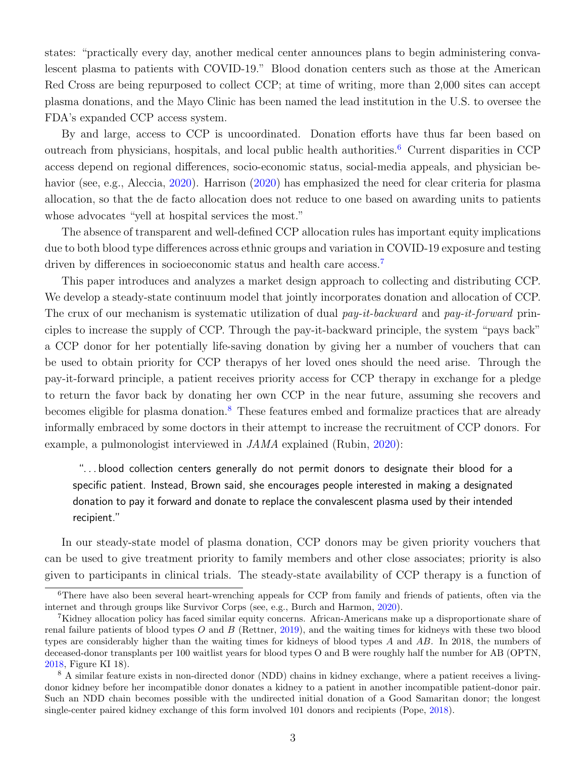states: "practically every day, another medical center announces plans to begin administering convalescent plasma to patients with COVID-19." Blood donation centers such as those at the American Red Cross are being repurposed to collect CCP; at time of writing, more than 2,000 sites can accept plasma donations, and the Mayo Clinic has been named the lead institution in the U.S. to oversee the FDA's expanded CCP access system.

By and large, access to CCP is uncoordinated. Donation efforts have thus far been based on outreach from physicians, hospitals, and local public health authorities.[6] Current disparities in CCP access depend on regional differences, socio-economic status, social-media appeals, and physician behavior (see, e.g., Aleccia, 2020). Harrison (2020) has emphasized the need for clear criteria for plasma allocation, so that the de facto allocation does not reduce to one based on awarding units to patients whose advocates "yell at hospital services the most."

The absence of transparent and well-defined CCP allocation rules has important equity implications due to both blood type differences across ethnic groups and variation in COVID-19 exposure and testing driven by differences in socioeconomic status and health care access.[7]

This paper introduces and analyzes a market design approach to collecting and distributing CCP. We develop a steady-state continuum model that jointly incorporates donation and allocation of CCP. The crux of our mechanism is systematic utilization of dual *pay-it-backward* and *pay-it-forward* principles to increase the supply of CCP. Through the pay-it-backward principle, the system "pays back" a CCP donor for her potentially life-saving donation by giving her a number of vouchers that can be used to obtain priority for CCP therapys of her loved ones should the need arise. Through the pay-it-forward principle, a patient receives priority access for CCP therapy in exchange for a pledge to return the favor back by donating her own CCP in the near future, assuming she recovers and becomes eligible for plasma donation.[8] These features embed and formalize practices that are already informally embraced by some doctors in their attempt to increase the recruitment of CCP donors. For example, a pulmonologist interviewed in *JAMA* explained (Rubin, 2020):

> "...blood collection centers generally do not permit donors to designate their blood for a specific patient. Instead, Brown said, she encourages people interested in making a designated donation to pay it forward and donate to replace the convalescent plasma used by their intended recipient."

In our steady-state model of plasma donation, CCP donors may be given priority vouchers that can be used to give treatment priority to family members and other close associates; priority is also given to participants in clinical trials. The steady-state availability of CCP therapy is a function of

[6] There have also been several heart-wrenching appeals for CCP from family and friends of patients, often via the internet and through groups like Survivor Corps (see, e.g., Burch and Harmon, 2020).

[7] Kidney allocation policy has faced similar equity concerns. African-Americans make up a disproportionate share of renal failure patients of blood types $O$ and $B$ (Rettner, 2019), and the waiting times for kidneys with these two blood types are considerably higher than the waiting times for kidneys of blood types $A$ and $AB$. In 2018, the numbers of deceased-donor transplants per 100 waitlist years for blood types O and B were roughly half the number for AB (OPTN, 2018, Figure KI 18).

[8] A similar feature exists in non-directed donor (NDD) chains in kidney exchange, where a patient receives a living-donor kidney before her incompatible donor donates a kidney to a patient in another incompatible patient-donor pair. Such an NDD chain becomes possible with the undirected initial donation of a Good Samaritan donor; the longest single-center paired kidney exchange of this form involved 101 donors and recipients (Pope, 2018).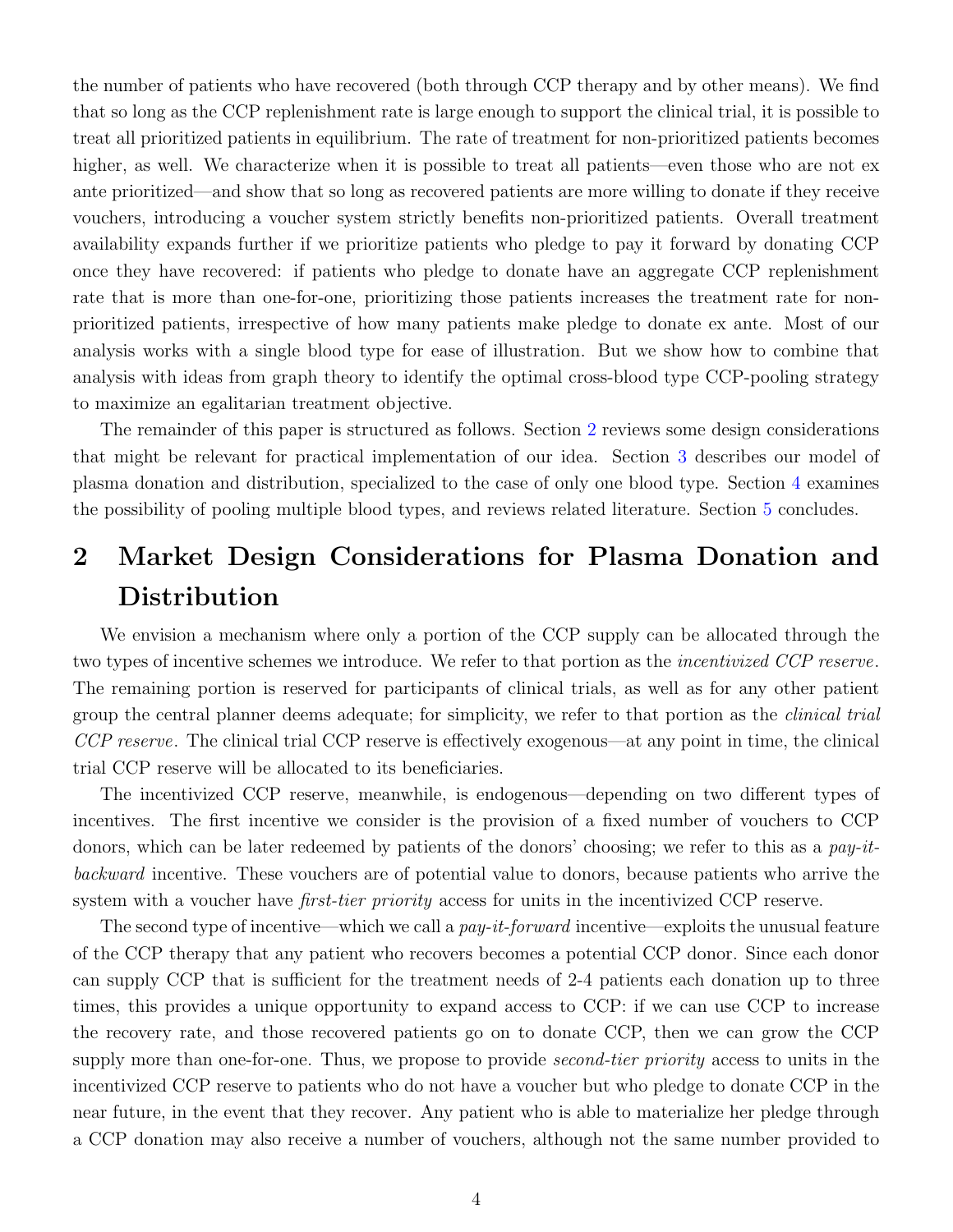the number of patients who have recovered (both through CCP therapy and by other means). We find that so long as the CCP replenishment rate is large enough to support the clinical trial, it is possible to treat all prioritized patients in equilibrium. The rate of treatment for non-prioritized patients becomes higher, as well. We characterize when it is possible to treat all patients—even those who are not ex ante prioritized—and show that so long as recovered patients are more willing to donate if they receive vouchers, introducing a voucher system strictly benefits non-prioritized patients. Overall treatment availability expands further if we prioritize patients who pledge to pay it forward by donating CCP once they have recovered: if patients who pledge to donate have an aggregate CCP replenishment rate that is more than one-for-one, prioritizing those patients increases the treatment rate for non-prioritized patients, irrespective of how many patients make pledge to donate ex ante. Most of our analysis works with a single blood type for ease of illustration. But we show how to combine that analysis with ideas from graph theory to identify the optimal cross-blood type CCP-pooling strategy to maximize an egalitarian treatment objective.

The remainder of this paper is structured as follows. Section 2 reviews some design considerations that might be relevant for practical implementation of our idea. Section 3 describes our model of plasma donation and distribution, specialized to the case of only one blood type. Section 4 examines the possibility of pooling multiple blood types, and reviews related literature. Section 5 concludes.

## 2 Market Design Considerations for Plasma Donation and Distribution

We envision a mechanism where only a portion of the CCP supply can be allocated through the two types of incentive schemes we introduce. We refer to that portion as the *incentivized CCP reserve*. The remaining portion is reserved for participants of clinical trials, as well as for any other patient group the central planner deems adequate; for simplicity, we refer to that portion as the *clinical trial CCP reserve*. The clinical trial CCP reserve is effectively exogenous—at any point in time, the clinical trial CCP reserve will be allocated to its beneficiaries.

The incentivized CCP reserve, meanwhile, is endogenous—depending on two different types of incentives. The first incentive we consider is the provision of a fixed number of vouchers to CCP donors, which can be later redeemed by patients of the donors' choosing; we refer to this as a *pay-it-backward* incentive. These vouchers are of potential value to donors, because patients who arrive the system with a voucher have *first-tier priority* access for units in the incentivized CCP reserve.

The second type of incentive—which we call a *pay-it-forward* incentive—exploits the unusual feature of the CCP therapy that any patient who recovers becomes a potential CCP donor. Since each donor can supply CCP that is sufficient for the treatment needs of 2-4 patients each donation up to three times, this provides a unique opportunity to expand access to CCP: if we can use CCP to increase the recovery rate, and those recovered patients go on to donate CCP, then we can grow the CCP supply more than one-for-one. Thus, we propose to provide *second-tier priority* access to units in the incentivized CCP reserve to patients who do not have a voucher but who pledge to donate CCP in the near future, in the event that they recover. Any patient who is able to materialize her pledge through a CCP donation may also receive a number of vouchers, although not the same number provided to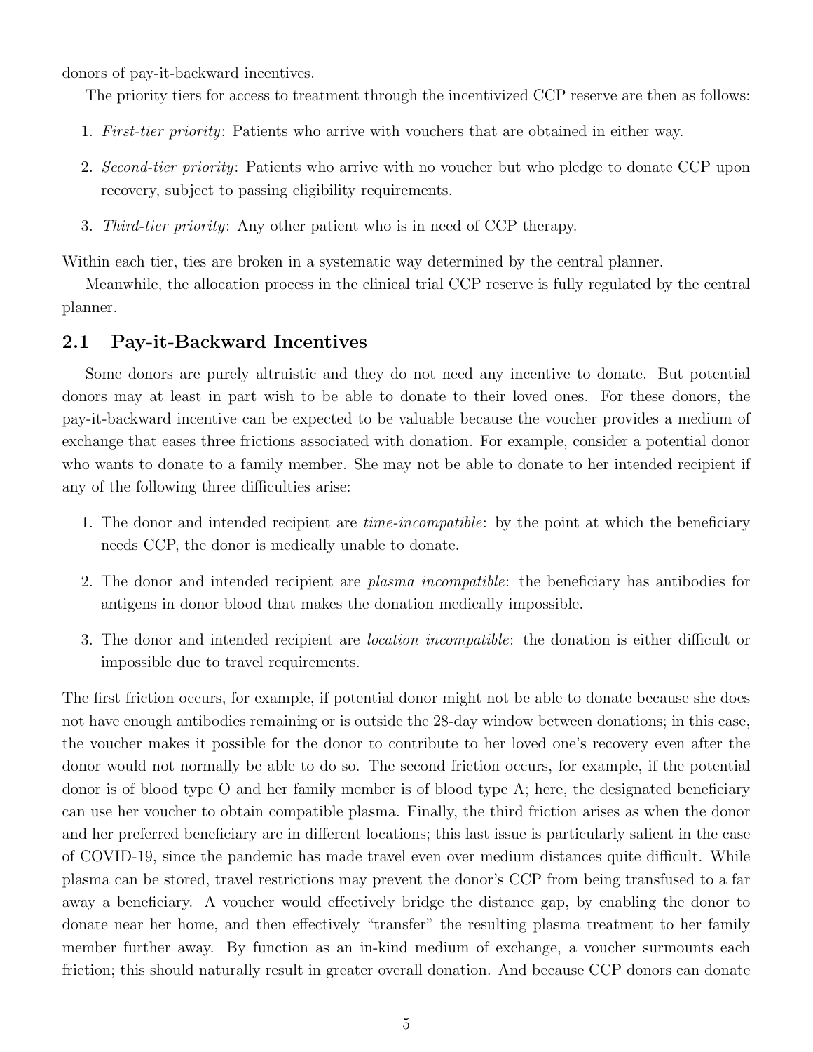donors of pay-it-backward incentives.

The priority tiers for access to treatment through the incentivized CCP reserve are then as follows:

1. *First-tier priority*: Patients who arrive with vouchers that are obtained in either way.
2. *Second-tier priority*: Patients who arrive with no voucher but who pledge to donate CCP upon recovery, subject to passing eligibility requirements.
3. *Third-tier priority*: Any other patient who is in need of CCP therapy.

Within each tier, ties are broken in a systematic way determined by the central planner.

Meanwhile, the allocation process in the clinical trial CCP reserve is fully regulated by the central planner.

## 2.1 Pay-it-Backward Incentives

Some donors are purely altruistic and they do not need any incentive to donate. But potential donors may at least in part wish to be able to donate to their loved ones. For these donors, the pay-it-backward incentive can be expected to be valuable because the voucher provides a medium of exchange that eases three frictions associated with donation. For example, consider a potential donor who wants to donate to a family member. She may not be able to donate to her intended recipient if any of the following three difficulties arise:

1. The donor and intended recipient are *time-incompatible*: by the point at which the beneficiary needs CCP, the donor is medically unable to donate.
2. The donor and intended recipient are *plasma incompatible*: the beneficiary has antibodies for antigens in donor blood that makes the donation medically impossible.
3. The donor and intended recipient are *location incompatible*: the donation is either difficult or impossible due to travel requirements.

The first friction occurs, for example, if potential donor might not be able to donate because she does not have enough antibodies remaining or is outside the 28-day window between donations; in this case, the voucher makes it possible for the donor to contribute to her loved one's recovery even after the donor would not normally be able to do so. The second friction occurs, for example, if the potential donor is of blood type O and her family member is of blood type A; here, the designated beneficiary can use her voucher to obtain compatible plasma. Finally, the third friction arises as when the donor and her preferred beneficiary are in different locations; this last issue is particularly salient in the case of COVID-19, since the pandemic has made travel even over medium distances quite difficult. While plasma can be stored, travel restrictions may prevent the donor's CCP from being transfused to a far away a beneficiary. A voucher would effectively bridge the distance gap, by enabling the donor to donate near her home, and then effectively "transfer" the resulting plasma treatment to her family member further away. By function as an in-kind medium of exchange, a voucher surmounts each friction; this should naturally result in greater overall donation. And because CCP donors can donate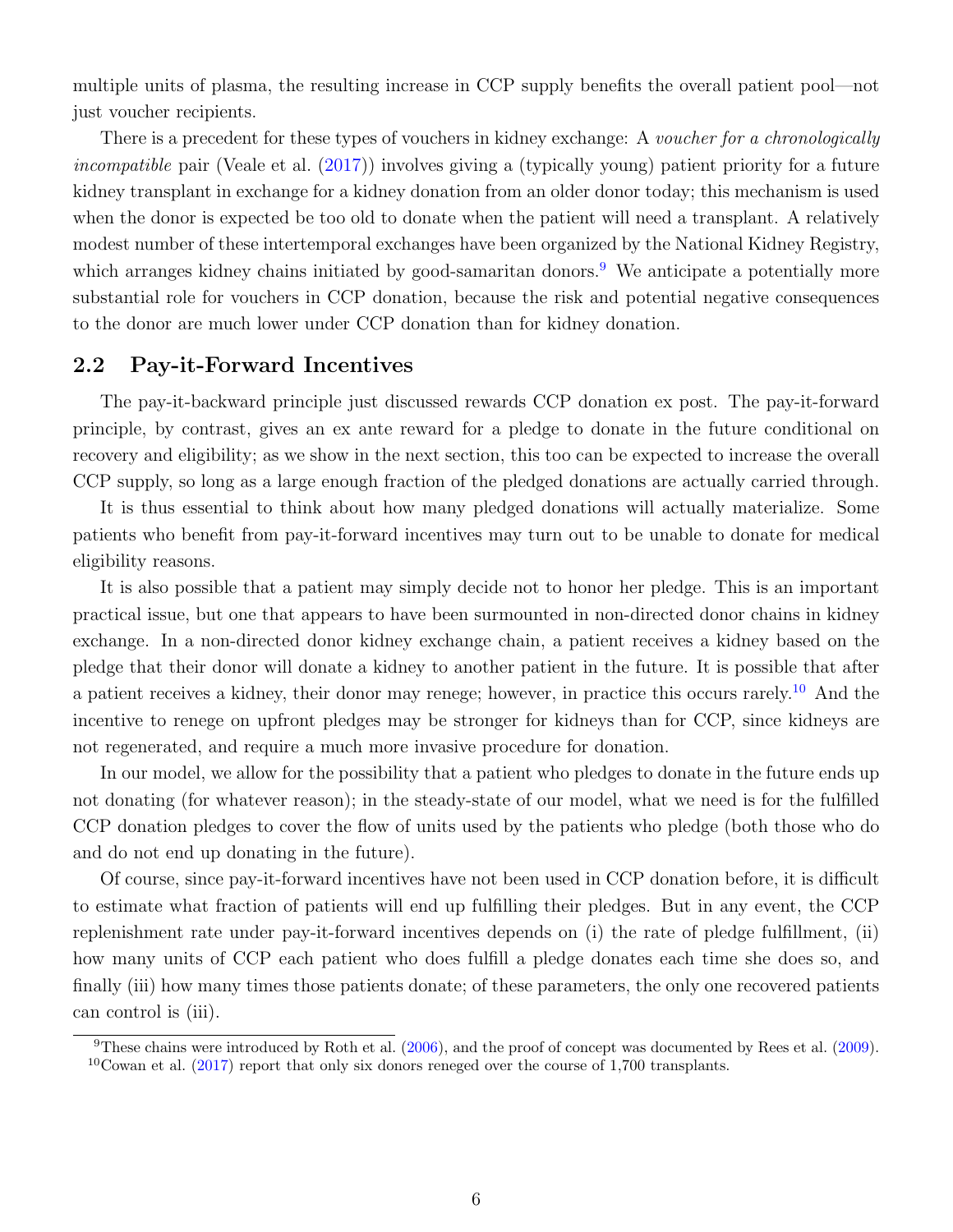multiple units of plasma, the resulting increase in CCP supply benefits the overall patient pool—not just voucher recipients.

There is a precedent for these types of vouchers in kidney exchange: A *voucher for a chronologically incompatible* pair (Veale et al. (2017)) involves giving a (typically young) patient priority for a future kidney transplant in exchange for a kidney donation from an older donor today; this mechanism is used when the donor is expected be too old to donate when the patient will need a transplant. A relatively modest number of these intertemporal exchanges have been organized by the National Kidney Registry, which arranges kidney chains initiated by good-samaritan donors.[9] We anticipate a potentially more substantial role for vouchers in CCP donation, because the risk and potential negative consequences to the donor are much lower under CCP donation than for kidney donation.

## 2.2 Pay-it-Forward Incentives

The pay-it-backward principle just discussed rewards CCP donation ex post. The pay-it-forward principle, by contrast, gives an ex ante reward for a pledge to donate in the future conditional on recovery and eligibility; as we show in the next section, this too can be expected to increase the overall CCP supply, so long as a large enough fraction of the pledged donations are actually carried through.

It is thus essential to think about how many pledged donations will actually materialize. Some patients who benefit from pay-it-forward incentives may turn out to be unable to donate for medical eligibility reasons.

It is also possible that a patient may simply decide not to honor her pledge. This is an important practical issue, but one that appears to have been surmounted in non-directed donor chains in kidney exchange. In a non-directed donor kidney exchange chain, a patient receives a kidney based on the pledge that their donor will donate a kidney to another patient in the future. It is possible that after a patient receives a kidney, their donor may renege; however, in practice this occurs rarely.[10] And the incentive to renege on upfront pledges may be stronger for kidneys than for CCP, since kidneys are not regenerated, and require a much more invasive procedure for donation.

In our model, we allow for the possibility that a patient who pledges to donate in the future ends up not donating (for whatever reason); in the steady-state of our model, what we need is for the fulfilled CCP donation pledges to cover the flow of units used by the patients who pledge (both those who do and do not end up donating in the future).

Of course, since pay-it-forward incentives have not been used in CCP donation before, it is difficult to estimate what fraction of patients will end up fulfilling their pledges. But in any event, the CCP replenishment rate under pay-it-forward incentives depends on (i) the rate of pledge fulfillment, (ii) how many units of CCP each patient who does fulfill a pledge donates each time she does so, and finally (iii) how many times those patients donate; of these parameters, the only one recovered patients can control is (iii).

[9] These chains were introduced by Roth et al. (2006), and the proof of concept was documented by Rees et al. (2009).

[10] Cowan et al. (2017) report that only six donors reneged over the course of 1,700 transplants.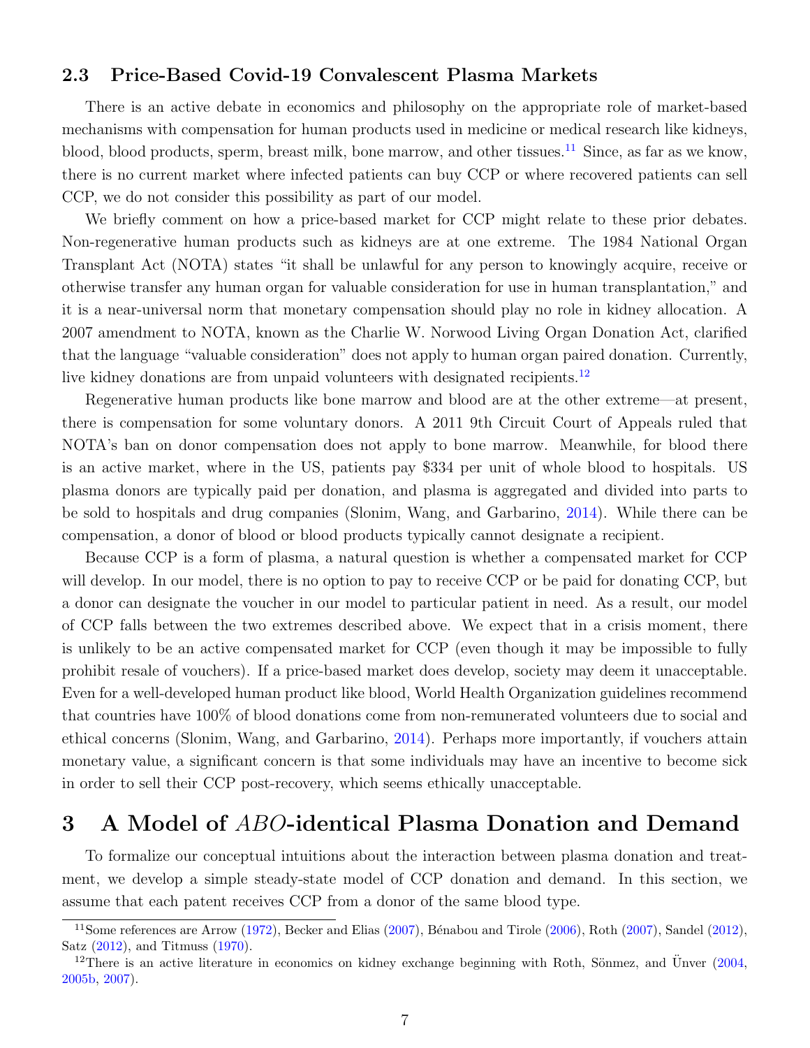## 2.3 Price-Based Covid-19 Convalescent Plasma Markets

There is an active debate in economics and philosophy on the appropriate role of market-based mechanisms with compensation for human products used in medicine or medical research like kidneys, blood, blood products, sperm, breast milk, bone marrow, and other tissues.[11] Since, as far as we know, there is no current market where infected patients can buy CCP or where recovered patients can sell CCP, we do not consider this possibility as part of our model.

We briefly comment on how a price-based market for CCP might relate to these prior debates. Non-regenerative human products such as kidneys are at one extreme. The 1984 National Organ Transplant Act (NOTA) states "it shall be unlawful for any person to knowingly acquire, receive or otherwise transfer any human organ for valuable consideration for use in human transplantation," and it is a near-universal norm that monetary compensation should play no role in kidney allocation. A 2007 amendment to NOTA, known as the Charlie W. Norwood Living Organ Donation Act, clarified that the language "valuable consideration" does not apply to human organ paired donation. Currently, live kidney donations are from unpaid volunteers with designated recipients.[12]

Regenerative human products like bone marrow and blood are at the other extreme—at present, there is compensation for some voluntary donors. A 2011 9th Circuit Court of Appeals ruled that NOTA's ban on donor compensation does not apply to bone marrow. Meanwhile, for blood there is an active market, where in the US, patients pay $334 per unit of whole blood to hospitals. US plasma donors are typically paid per donation, and plasma is aggregated and divided into parts to be sold to hospitals and drug companies (Slonim, Wang, and Garbarino, 2014). While there can be compensation, a donor of blood or blood products typically cannot designate a recipient.

Because CCP is a form of plasma, a natural question is whether a compensated market for CCP will develop. In our model, there is no option to pay to receive CCP or be paid for donating CCP, but a donor can designate the voucher in our model to particular patient in need. As a result, our model of CCP falls between the two extremes described above. We expect that in a crisis moment, there is unlikely to be an active compensated market for CCP (even though it may be impossible to fully prohibit resale of vouchers). If a price-based market does develop, society may deem it unacceptable. Even for a well-developed human product like blood, World Health Organization guidelines recommend that countries have 100% of blood donations come from non-remunerated volunteers due to social and ethical concerns (Slonim, Wang, and Garbarino, 2014). Perhaps more importantly, if vouchers attain monetary value, a significant concern is that some individuals may have an incentive to become sick in order to sell their CCP post-recovery, which seems ethically unacceptable.

# 3 A Model of *ABO*-identical Plasma Donation and Demand

To formalize our conceptual intuitions about the interaction between plasma donation and treatment, we develop a simple steady-state model of CCP donation and demand. In this section, we assume that each patent receives CCP from a donor of the same blood type.

[11] Some references are Arrow (1972), Becker and Elias (2007), Bénabou and Tirole (2006), Roth (2007), Sandel (2012), Satz (2012), and Titmuss (1970).

[12] There is an active literature in economics on kidney exchange beginning with Roth, Sönmez, and Ünver (2004, 2005b, 2007).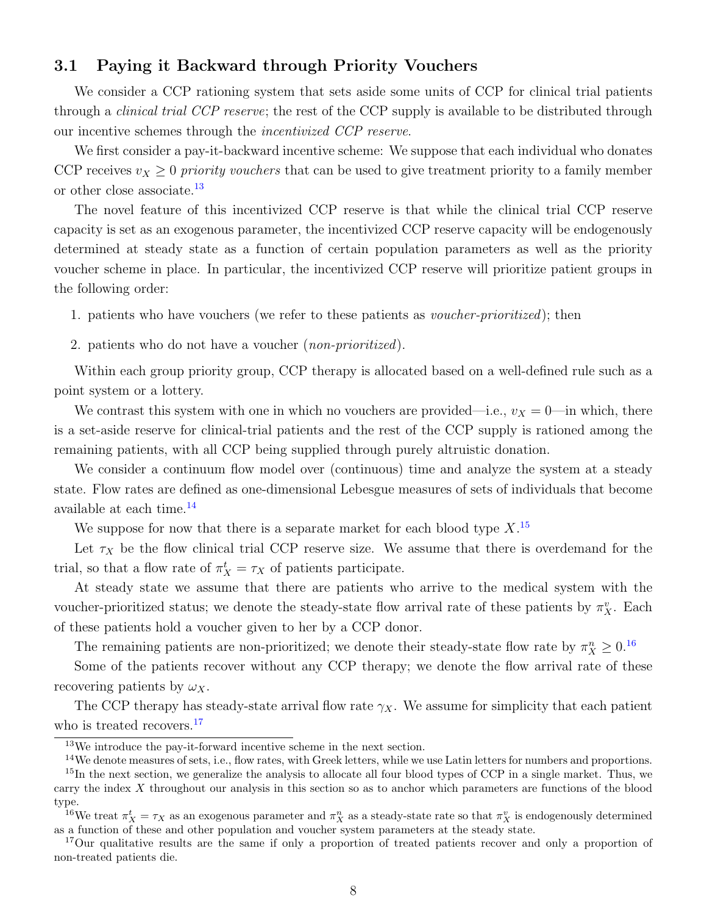### 3.1 Paying it Backward through Priority Vouchers

We consider a CCP rationing system that sets aside some units of CCP for clinical trial patients through a *clinical trial CCP reserve*; the rest of the CCP supply is available to be distributed through our incentive schemes through the *incentivized CCP reserve*.

We first consider a pay-it-backward incentive scheme: We suppose that each individual who donates CCP receives $v_X \geq 0$ *priority vouchers* that can be used to give treatment priority to a family member or other close associate.[13]

The novel feature of this incentivized CCP reserve is that while the clinical trial CCP reserve capacity is set as an exogenous parameter, the incentivized CCP reserve capacity will be endogenously determined at steady state as a function of certain population parameters as well as the priority voucher scheme in place. In particular, the incentivized CCP reserve will prioritize patient groups in the following order:

1. patients who have vouchers (we refer to these patients as *voucher-prioritized*); then
2. patients who do not have a voucher (*non-prioritized*).

Within each group priority group, CCP therapy is allocated based on a well-defined rule such as a point system or a lottery.

We contrast this system with one in which no vouchers are provided—i.e., $v_X = 0$—in which, there is a set-aside reserve for clinical-trial patients and the rest of the CCP supply is rationed among the remaining patients, with all CCP being supplied through purely altruistic donation.

We consider a continuum flow model over (continuous) time and analyze the system at a steady state. Flow rates are defined as one-dimensional Lebesgue measures of sets of individuals that become available at each time.[14]

We suppose for now that there is a separate market for each blood type $X$.[15]

Let $\tau_X$ be the flow clinical trial CCP reserve size. We assume that there is overdemand for the trial, so that a flow rate of $\pi^t_X = \tau_X$ of patients participate.

At steady state we assume that there are patients who arrive to the medical system with the voucher-prioritized status; we denote the steady-state flow arrival rate of these patients by $\pi^v_X$. Each of these patients hold a voucher given to her by a CCP donor.

The remaining patients are non-prioritized; we denote their steady-state flow rate by $\pi^n_X \geq 0$.[16]

Some of the patients recover without any CCP therapy; we denote the flow arrival rate of these recovering patients by $\omega_X$.

The CCP therapy has steady-state arrival flow rate $\gamma_X$. We assume for simplicity that each patient who is treated recovers.[17]

---

[13] We introduce the pay-it-forward incentive scheme in the next section.

[14] We denote measures of sets, i.e., flow rates, with Greek letters, while we use Latin letters for numbers and proportions.

[15] In the next section, we generalize the analysis to allocate all four blood types of CCP in a single market. Thus, we carry the index $X$ throughout our analysis in this section so as to anchor which parameters are functions of the blood type.

[16] We treat $\pi^t_X = \tau_X$ as an exogenous parameter and $\pi^n_X$ as a steady-state rate so that $\pi^v_X$ is endogenously determined as a function of these and other population and voucher system parameters at the steady state.

[17] Our qualitative results are the same if only a proportion of treated patients recover and only a proportion of non-treated patients die.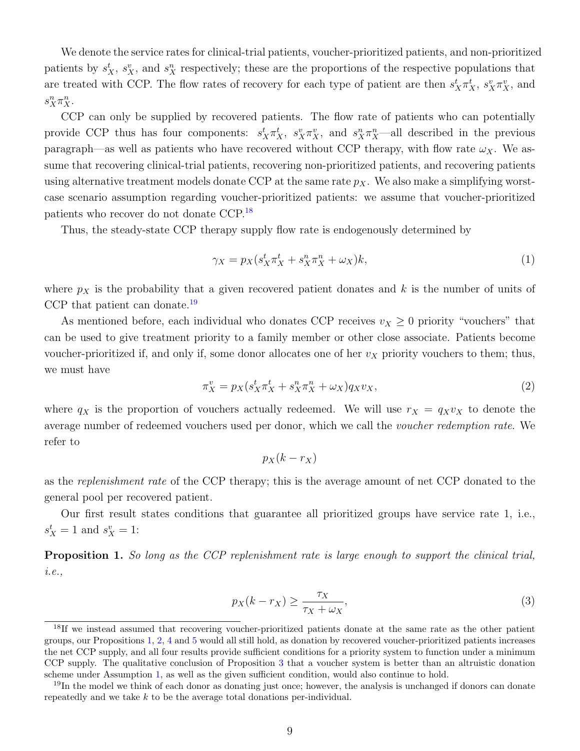We denote the service rates for clinical-trial patients, voucher-prioritized patients, and non-prioritized patients by $s^t_X$, $s^v_X$, and $s^n_X$ respectively; these are the proportions of the respective populations that are treated with CCP. The flow rates of recovery for each type of patient are then $s^t_X\pi^t_X$, $s^v_X\pi^v_X$, and $s^n_X\pi^n_X$.

CCP can only be supplied by recovered patients. The flow rate of patients who can potentially provide CCP thus has four components: $s^t_X\pi^t_X$, $s^v_X\pi^v_X$, and $s^n_X\pi^n_X$—all described in the previous paragraph—as well as patients who have recovered without CCP therapy, with flow rate $\omega_X$. We assume that recovering clinical-trial patients, recovering non-prioritized patients, and recovering patients using alternative treatment models donate CCP at the same rate $p_X$. We also make a simplifying worst-case scenario assumption regarding voucher-prioritized patients: we assume that voucher-prioritized patients who recover do not donate CCP.[18]

Thus, the steady-state CCP therapy supply flow rate is endogenously determined by

$$\gamma_X = p_X(s^t_X\pi^t_X + s^n_X\pi^n_X + \omega_X)k, \tag{1}$$

where $p_X$ is the probability that a given recovered patient donates and $k$ is the number of units of CCP that patient can donate.[19]

As mentioned before, each individual who donates CCP receives $v_X \geq 0$ priority "vouchers" that can be used to give treatment priority to a family member or other close associate. Patients become voucher-prioritized if, and only if, some donor allocates one of her $v_X$ priority vouchers to them; thus, we must have

$$\pi^v_X = p_X(s^t_X\pi^t_X + s^n_X\pi^n_X + \omega_X)q_X v_X, \tag{2}$$

where $q_X$ is the proportion of vouchers actually redeemed. We will use $r_X = q_X v_X$ to denote the average number of redeemed vouchers used per donor, which we call the *voucher redemption rate*. We refer to

$$p_X(k - r_X)$$

as the *replenishment rate* of the CCP therapy; this is the average amount of net CCP donated to the general pool per recovered patient.

Our first result states conditions that guarantee all prioritized groups have service rate 1, i.e., $s^t_X = 1$ and $s^v_X = 1$:

**Proposition 1.** *So long as the CCP replenishment rate is large enough to support the clinical trial, i.e.,*

$$p_X(k - r_X) \geq \frac{\tau_X}{\tau_X + \omega_X}, \tag{3}$$

[18] If we instead assumed that recovering voucher-prioritized patients donate at the same rate as the other patient groups, our Propositions 1, 2, 4 and 5 would all still hold, as donation by recovered voucher-prioritized patients increases the net CCP supply, and all four results provide sufficient conditions for a priority system to function under a minimum CCP supply. The qualitative conclusion of Proposition 3 that a voucher system is better than an altruistic donation scheme under Assumption 1, as well as the given sufficient condition, would also continue to hold.

[19] In the model we think of each donor as donating just once; however, the analysis is unchanged if donors can donate repeatedly and we take $k$ to be the average total donations per-individual.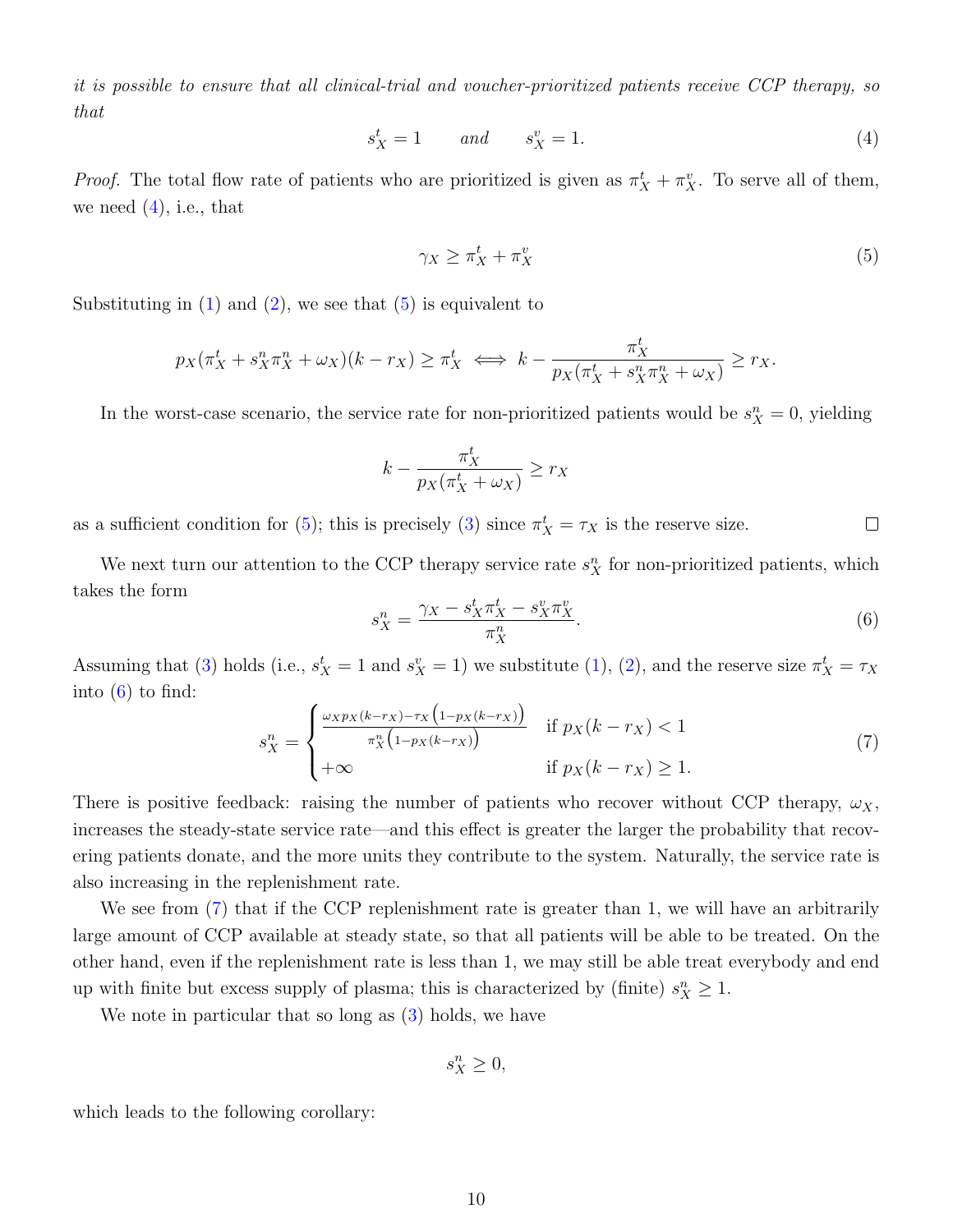*it is possible to ensure that all clinical-trial and voucher-prioritized patients receive CCP therapy, so that*

$$s_X^t = 1 \qquad \text{and} \qquad s_X^v = 1. \tag{4}$$

*Proof.* The total flow rate of patients who are prioritized is given as $\pi_X^t + \pi_X^v$. To serve all of them, we need (4), i.e., that

$$\gamma_X \geq \pi_X^t + \pi_X^v \tag{5}$$

Substituting in (1) and (2), we see that (5) is equivalent to

$$p_X(\pi_X^t + s_X^n \pi_X^n + \omega_X)(k - r_X) \geq \pi_X^t \iff k - \frac{\pi_X^t}{p_X(\pi_X^t + s_X^n \pi_X^n + \omega_X)} \geq r_X.$$

In the worst-case scenario, the service rate for non-prioritized patients would be $s_X^n = 0$, yielding

$$k - \frac{\pi_X^t}{p_X(\pi_X^t + \omega_X)} \geq r_X$$

as a sufficient condition for (5); this is precisely (3) since $\pi_X^t = \tau_X$ is the reserve size. □

We next turn our attention to the CCP therapy service rate $s_X^n$ for non-prioritized patients, which takes the form

$$s_X^n = \frac{\gamma_X - s_X^t \pi_X^t - s_X^v \pi_X^v}{\pi_X^n}. \tag{6}$$

Assuming that (3) holds (i.e., $s_X^t = 1$ and $s_X^v = 1$) we substitute (1), (2), and the reserve size $\pi_X^t = \tau_X$ into (6) to find:

$$s_X^n = \begin{cases} \dfrac{\omega_X p_X (k - r_X) - \tau_X \big(1 - p_X(k - r_X)\big)}{\pi_X^n \big(1 - p_X(k - r_X)\big)} & \text{if } p_X(k - r_X) < 1 \\ +\infty & \text{if } p_X(k - r_X) \geq 1. \end{cases} \tag{7}$$

There is positive feedback: raising the number of patients who recover without CCP therapy, $\omega_X$, increases the steady-state service rate—and this effect is greater the larger the probability that recovering patients donate, and the more units they contribute to the system. Naturally, the service rate is also increasing in the replenishment rate.

We see from (7) that if the CCP replenishment rate is greater than 1, we will have an arbitrarily large amount of CCP available at steady state, so that all patients will be able to be treated. On the other hand, even if the replenishment rate is less than 1, we may still be able treat everybody and end up with finite but excess supply of plasma; this is characterized by (finite) $s_X^n \geq 1$.

We note in particular that so long as (3) holds, we have

$$s_X^n \geq 0,$$

which leads to the following corollary: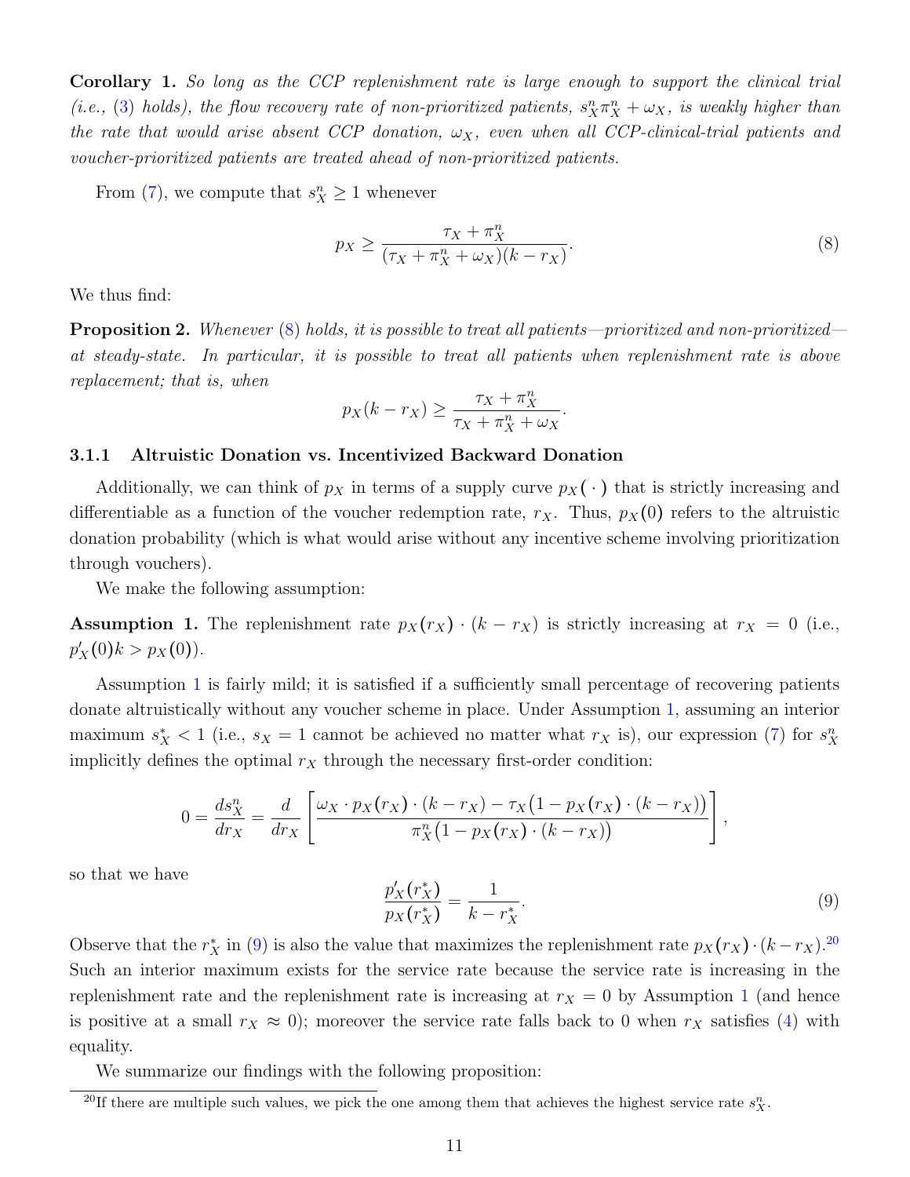**Corollary 1.** *So long as the CCP replenishment rate is large enough to support the clinical trial (i.e., (3) holds), the flow recovery rate of non-prioritized patients, $s_X^n \pi_X^n + \omega_X$, is weakly higher than the rate that would arise absent CCP donation, $\omega_X$, even when all CCP-clinical-trial patients and voucher-prioritized patients are treated ahead of non-prioritized patients.*

From (7), we compute that $s_X^n \geq 1$ whenever

$$p_X \geq \frac{\tau_X + \pi_X^n}{(\tau_X + \pi_X^n + \omega_X)(k - r_X)}. \tag{8}$$

We thus find:

**Proposition 2.** *Whenever (8) holds, it is possible to treat all patients—prioritized and non-prioritized—at steady-state. In particular, it is possible to treat all patients when replenishment rate is above replacement; that is, when*

$$p_X(k - r_X) \geq \frac{\tau_X + \pi_X^n}{\tau_X + \pi_X^n + \omega_X}.$$

### 3.1.1 Altruistic Donation vs. Incentivized Backward Donation

Additionally, we can think of $p_X$ in terms of a supply curve $p_X(\cdot)$ that is strictly increasing and differentiable as a function of the voucher redemption rate, $r_X$. Thus, $p_X(0)$ refers to the altruistic donation probability (which is what would arise without any incentive scheme involving prioritization through vouchers).

We make the following assumption:

**Assumption 1.** The replenishment rate $p_X(r_X) \cdot (k - r_X)$ is strictly increasing at $r_X = 0$ (i.e., $p'_X(0)k > p_X(0)$).

Assumption 1 is fairly mild; it is satisfied if a sufficiently small percentage of recovering patients donate altruistically without any voucher scheme in place. Under Assumption 1, assuming an interior maximum $s_X^* < 1$ (i.e., $s_X = 1$ cannot be achieved no matter what $r_X$ is), our expression (7) for $s_X^n$ implicitly defines the optimal $r_X$ through the necessary first-order condition:

$$0 = \frac{ds_X^n}{dr_X} = \frac{d}{dr_X}\left[\frac{\omega_X \cdot p_X(r_X) \cdot (k - r_X) - \tau_X\big(1 - p_X(r_X) \cdot (k - r_X)\big)}{\pi_X^n\big(1 - p_X(r_X) \cdot (k - r_X)\big)}\right],$$

so that we have

$$\frac{p'_X(r_X^*)}{p_X(r_X^*)} = \frac{1}{k - r_X^*}. \tag{9}$$

Observe that the $r_X^*$ in (9) is also the value that maximizes the replenishment rate $p_X(r_X) \cdot (k - r_X)$.[20] Such an interior maximum exists for the service rate because the service rate is increasing in the replenishment rate and the replenishment rate is increasing at $r_X = 0$ by Assumption 1 (and hence is positive at a small $r_X \approx 0$); moreover the service rate falls back to 0 when $r_X$ satisfies (4) with equality.

We summarize our findings with the following proposition:

[20] If there are multiple such values, we pick the one among them that achieves the highest service rate $s_X^n$.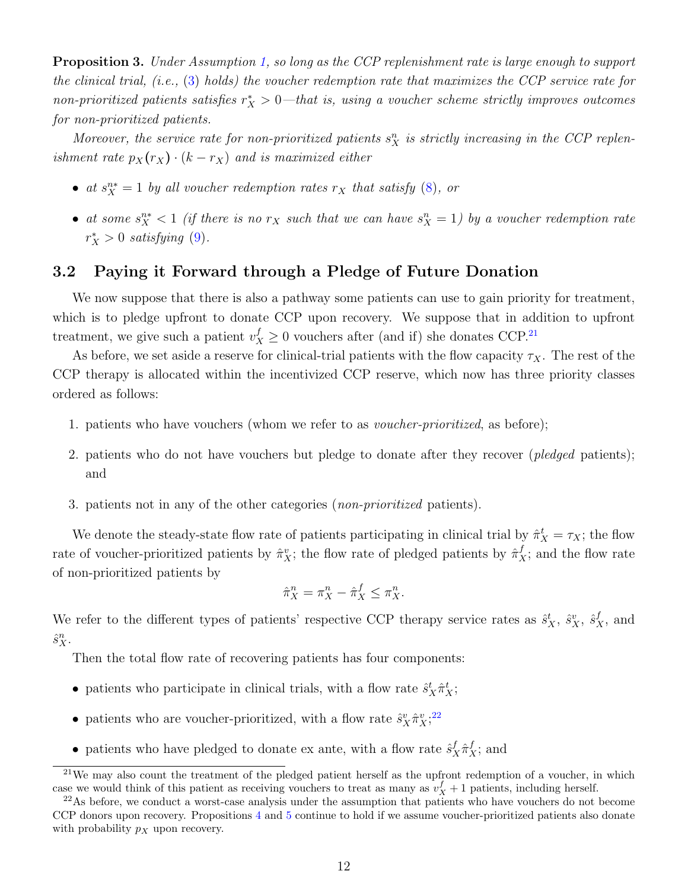**Proposition 3.** *Under Assumption 1, so long as the CCP replenishment rate is large enough to support the clinical trial, (i.e., (3) holds) the voucher redemption rate that maximizes the CCP service rate for non-prioritized patients satisfies $r_X^* > 0$—that is, using a voucher scheme strictly improves outcomes for non-prioritized patients.*

*Moreover, the service rate for non-prioritized patients $s_X^n$ is strictly increasing in the CCP replenishment rate $p_X(r_X) \cdot (k - r_X)$ and is maximized either*

- *at $s_X^{n*} = 1$ by all voucher redemption rates $r_X$ that satisfy (8), or*
- *at some $s_X^{n*} < 1$ (if there is no $r_X$ such that we can have $s_X^n = 1$) by a voucher redemption rate $r_X^* > 0$ satisfying (9).*

## 3.2 Paying it Forward through a Pledge of Future Donation

We now suppose that there is also a pathway some patients can use to gain priority for treatment, which is to pledge upfront to donate CCP upon recovery. We suppose that in addition to upfront treatment, we give such a patient $v_X^f \geq 0$ vouchers after (and if) she donates CCP.[21]

As before, we set aside a reserve for clinical-trial patients with the flow capacity $\tau_X$. The rest of the CCP therapy is allocated within the incentivized CCP reserve, which now has three priority classes ordered as follows:

1. patients who have vouchers (whom we refer to as *voucher-prioritized*, as before);
2. patients who do not have vouchers but pledge to donate after they recover (*pledged* patients); and
3. patients not in any of the other categories (*non-prioritized* patients).

We denote the steady-state flow rate of patients participating in clinical trial by $\hat{\pi}_X^t = \tau_X$; the flow rate of voucher-prioritized patients by $\hat{\pi}_X^v$; the flow rate of pledged patients by $\hat{\pi}_X^f$; and the flow rate of non-prioritized patients by

$$\hat{\pi}_X^n = \pi_X^n - \hat{\pi}_X^f \leq \pi_X^n.$$

We refer to the different types of patients' respective CCP therapy service rates as $\hat{s}_X^t$, $\hat{s}_X^v$, $\hat{s}_X^f$, and $\hat{s}_X^n$.

Then the total flow rate of recovering patients has four components:

- patients who participate in clinical trials, with a flow rate $\hat{s}_X^t \hat{\pi}_X^t$;
- patients who are voucher-prioritized, with a flow rate $\hat{s}_X^v \hat{\pi}_X^v$;[22]
- patients who have pledged to donate ex ante, with a flow rate $\hat{s}_X^f \hat{\pi}_X^f$; and

[21] We may also count the treatment of the pledged patient herself as the upfront redemption of a voucher, in which case we would think of this patient as receiving vouchers to treat as many as $v_X^f + 1$ patients, including herself.

[22] As before, we conduct a worst-case analysis under the assumption that patients who have vouchers do not become CCP donors upon recovery. Propositions 4 and 5 continue to hold if we assume voucher-prioritized patients also donate with probability $p_X$ upon recovery.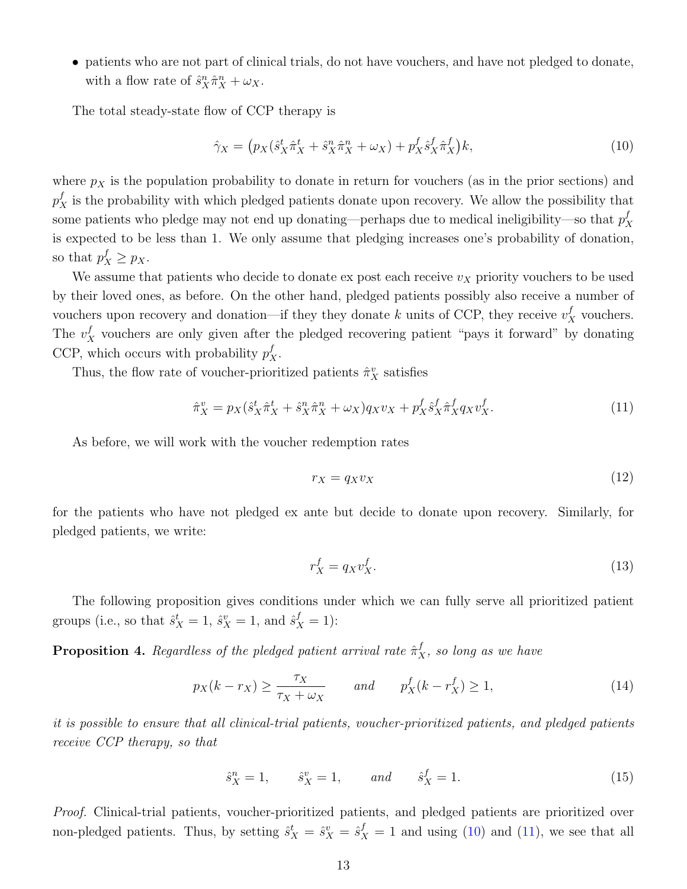- patients who are not part of clinical trials, do not have vouchers, and have not pledged to donate, with a flow rate of $\hat{s}^n_X \hat{\pi}^n_X + \omega_X$.

The total steady-state flow of CCP therapy is

$$\hat{\gamma}_X = \left(p_X(\hat{s}^t_X \hat{\pi}^t_X + \hat{s}^n_X \hat{\pi}^n_X + \omega_X) + p^f_X \hat{s}^f_X \hat{\pi}^f_X\right)k, \tag{10}$$

where $p_X$ is the population probability to donate in return for vouchers (as in the prior sections) and $p^f_X$ is the probability with which pledged patients donate upon recovery. We allow the possibility that some patients who pledge may not end up donating—perhaps due to medical ineligibility—so that $p^f_X$ is expected to be less than 1. We only assume that pledging increases one's probability of donation, so that $p^f_X \geq p_X$.

We assume that patients who decide to donate ex post each receive $v_X$ priority vouchers to be used by their loved ones, as before. On the other hand, pledged patients possibly also receive a number of vouchers upon recovery and donation—if they they donate $k$ units of CCP, they receive $v^f_X$ vouchers. The $v^f_X$ vouchers are only given after the pledged recovering patient "pays it forward" by donating CCP, which occurs with probability $p^f_X$.

Thus, the flow rate of voucher-prioritized patients $\hat{\pi}^v_X$ satisfies

$$\hat{\pi}^v_X = p_X(\hat{s}^t_X \hat{\pi}^t_X + \hat{s}^n_X \hat{\pi}^n_X + \omega_X) q_X v_X + p^f_X \hat{s}^f_X \hat{\pi}^f_X q_X v^f_X. \tag{11}$$

As before, we will work with the voucher redemption rates

$$r_X = q_X v_X \tag{12}$$

for the patients who have not pledged ex ante but decide to donate upon recovery. Similarly, for pledged patients, we write:

$$r^f_X = q_X v^f_X. \tag{13}$$

The following proposition gives conditions under which we can fully serve all prioritized patient groups (i.e., so that $\hat{s}^t_X = 1$, $\hat{s}^v_X = 1$, and $\hat{s}^f_X = 1$):

**Proposition 4.** *Regardless of the pledged patient arrival rate $\hat{\pi}^f_X$, so long as we have*

$$p_X(k - r_X) \geq \frac{\tau_X}{\tau_X + \omega_X} \qquad \text{and} \qquad p^f_X(k - r^f_X) \geq 1, \tag{14}$$

*it is possible to ensure that all clinical-trial patients, voucher-prioritized patients, and pledged patients receive CCP therapy, so that*

$$\hat{s}^n_X = 1, \qquad \hat{s}^v_X = 1, \qquad \text{and} \qquad \hat{s}^f_X = 1. \tag{15}$$

*Proof.* Clinical-trial patients, voucher-prioritized patients, and pledged patients are prioritized over non-pledged patients. Thus, by setting $\hat{s}^t_X = \hat{s}^v_X = \hat{s}^f_X = 1$ and using (10) and (11), we see that all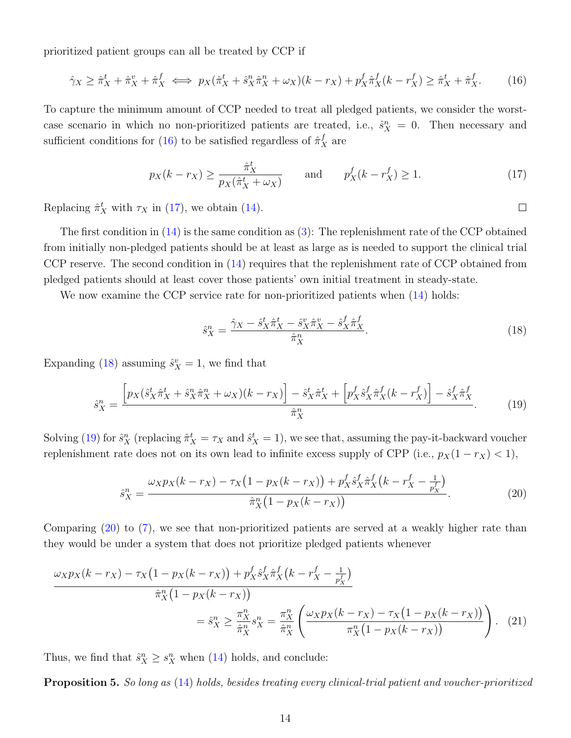prioritized patient groups can all be treated by CCP if

$$\hat{\gamma}_X \geq \hat{\pi}_X^t + \hat{\pi}_X^v + \hat{\pi}_X^f \iff p_X(\hat{\pi}_X^t + \hat{s}_X^n \hat{\pi}_X^n + \omega_X)(k - r_X) + p_X^f \hat{\pi}_X^f (k - r_X^f) \geq \hat{\pi}_X^t + \hat{\pi}_X^f. \tag{16}$$

To capture the minimum amount of CCP needed to treat all pledged patients, we consider the worst-case scenario in which no non-prioritized patients are treated, i.e., $\hat{s}_X^n = 0$. Then necessary and sufficient conditions for (16) to be satisfied regardless of $\hat{\pi}_X^f$ are

$$p_X(k - r_X) \geq \frac{\hat{\pi}_X^t}{p_X(\hat{\pi}_X^t + \omega_X)} \qquad \text{and} \qquad p_X^f(k - r_X^f) \geq 1. \tag{17}$$

Replacing $\hat{\pi}_X^t$ with $\tau_X$ in (17), we obtain (14). □

The first condition in (14) is the same condition as (3): The replenishment rate of the CCP obtained from initially non-pledged patients should be at least as large as is needed to support the clinical trial CCP reserve. The second condition in (14) requires that the replenishment rate of CCP obtained from pledged patients should at least cover those patients' own initial treatment in steady-state.

We now examine the CCP service rate for non-prioritized patients when (14) holds:

$$\hat{s}_X^n = \frac{\hat{\gamma}_X - \hat{s}_X^t \hat{\pi}_X^t - \hat{s}_X^v \hat{\pi}_X^v - \hat{s}_X^f \hat{\pi}_X^f}{\hat{\pi}_X^n}. \tag{18}$$

Expanding (18) assuming $\hat{s}_X^v = 1$, we find that

$$\hat{s}_X^n = \frac{\left[p_X(\hat{s}_X^t \hat{\pi}_X^t + \hat{s}_X^n \hat{\pi}_X^n + \omega_X)(k - r_X)\right] - \hat{s}_X^t \hat{\pi}_X^t + \left[p_X^f \hat{s}_X^f \hat{\pi}_X^f (k - r_X^f)\right] - \hat{s}_X^f \hat{\pi}_X^f}{\hat{\pi}_X^n}. \tag{19}$$

Solving (19) for $\hat{s}_X^n$ (replacing $\hat{\pi}_X^t = \tau_X$ and $\hat{s}_X^t = 1$), we see that, assuming the pay-it-backward voucher replenishment rate does not on its own lead to infinite excess supply of CPP (i.e., $p_X(1 - r_X) < 1$),

$$\hat{s}_X^n = \frac{\omega_X p_X(k - r_X) - \tau_X\big(1 - p_X(k - r_X)\big) + p_X^f \hat{s}_X^f \hat{\pi}_X^f \big(k - r_X^f - \frac{1}{p_X^f}\big)}{\hat{\pi}_X^n \big(1 - p_X(k - r_X)\big)}. \tag{20}$$

Comparing (20) to (7), we see that non-prioritized patients are served at a weakly higher rate than they would be under a system that does not prioritize pledged patients whenever

$$\begin{aligned}
&\frac{\omega_X p_X(k - r_X) - \tau_X\big(1 - p_X(k - r_X)\big) + p_X^f \hat{s}_X^f \hat{\pi}_X^f \big(k - r_X^f - \frac{1}{p_X^f}\big)}{\hat{\pi}_X^n \big(1 - p_X(k - r_X)\big)} \\
&\qquad\qquad = \hat{s}_X^n \geq \frac{\pi_X^n}{\hat{\pi}_X^n} s_X^n = \frac{\pi_X^n}{\hat{\pi}_X^n} \left( \frac{\omega_X p_X(k - r_X) - \tau_X\big(1 - p_X(k - r_X)\big)}{\pi_X^n\big(1 - p_X(k - r_X)\big)} \right).
\end{aligned} \tag{21}$$

Thus, we find that $\hat{s}_X^n \geq s_X^n$ when (14) holds, and conclude:

**Proposition 5.** *So long as (14) holds, besides treating every clinical-trial patient and voucher-prioritized*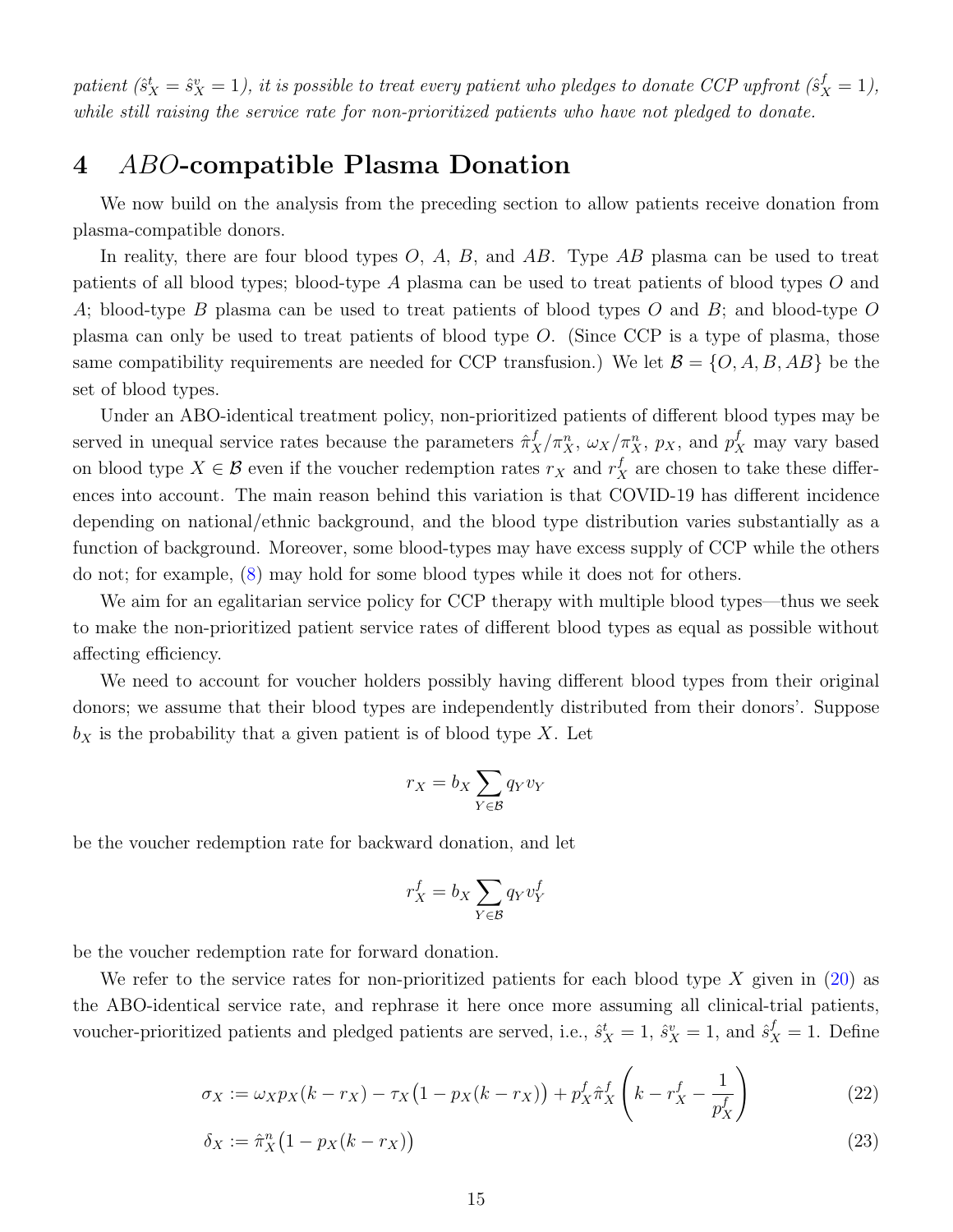*patient ($\hat{s}^t_X = \hat{s}^v_X = 1$), it is possible to treat every patient who pledges to donate CCP upfront ($\hat{s}^f_X = 1$), while still raising the service rate for non-prioritized patients who have not pledged to donate.*

# 4 *ABO*-compatible Plasma Donation

We now build on the analysis from the preceding section to allow patients receive donation from plasma-compatible donors.

In reality, there are four blood types $O$, $A$, $B$, and $AB$. Type $AB$ plasma can be used to treat patients of all blood types; blood-type $A$ plasma can be used to treat patients of blood types $O$ and $A$; blood-type $B$ plasma can be used to treat patients of blood types $O$ and $B$; and blood-type $O$ plasma can only be used to treat patients of blood type $O$. (Since CCP is a type of plasma, those same compatibility requirements are needed for CCP transfusion.) We let $\mathcal{B} = \{O, A, B, AB\}$ be the set of blood types.

Under an ABO-identical treatment policy, non-prioritized patients of different blood types may be served in unequal service rates because the parameters $\hat{\pi}^f_X/\pi^n_X$, $\omega_X/\pi^n_X$, $p_X$, and $p^f_X$ may vary based on blood type $X \in \mathcal{B}$ even if the voucher redemption rates $r_X$ and $r^f_X$ are chosen to take these differences into account. The main reason behind this variation is that COVID-19 has different incidence depending on national/ethnic background, and the blood type distribution varies substantially as a function of background. Moreover, some blood-types may have excess supply of CCP while the others do not; for example, (8) may hold for some blood types while it does not for others.

We aim for an egalitarian service policy for CCP therapy with multiple blood types—thus we seek to make the non-prioritized patient service rates of different blood types as equal as possible without affecting efficiency.

We need to account for voucher holders possibly having different blood types from their original donors; we assume that their blood types are independently distributed from their donors'. Suppose $b_X$ is the probability that a given patient is of blood type $X$. Let

$$r_X = b_X \sum_{Y \in \mathcal{B}} q_Y v_Y$$

be the voucher redemption rate for backward donation, and let

$$r^f_X = b_X \sum_{Y \in \mathcal{B}} q_Y v^f_Y$$

be the voucher redemption rate for forward donation.

We refer to the service rates for non-prioritized patients for each blood type $X$ given in (20) as the ABO-identical service rate, and rephrase it here once more assuming all clinical-trial patients, voucher-prioritized patients and pledged patients are served, i.e., $\hat{s}^t_X = 1$, $\hat{s}^v_X = 1$, and $\hat{s}^f_X = 1$. Define

$$\sigma_X := \omega_X p_X(k - r_X) - \tau_X\big(1 - p_X(k - r_X)\big) + p^f_X \hat{\pi}^f_X \left(k - r^f_X - \frac{1}{p^f_X}\right) \tag{22}$$

$$\delta_X := \hat{\pi}^n_X\big(1 - p_X(k - r_X)\big) \tag{23}$$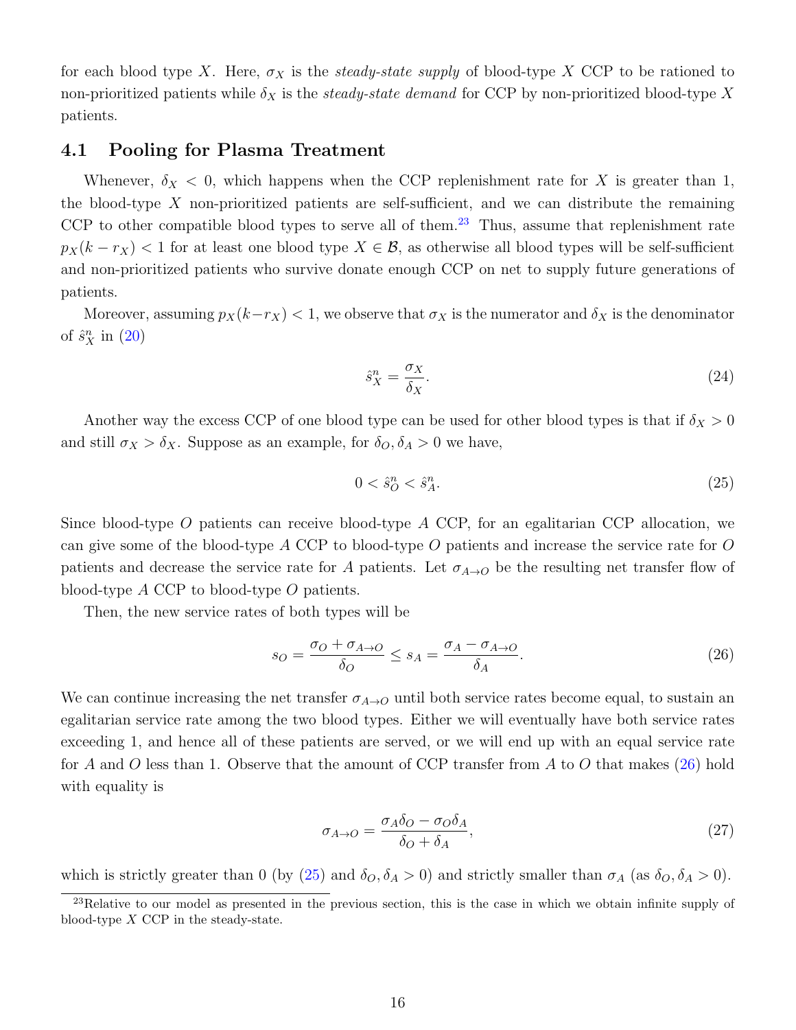for each blood type $X$. Here, $\sigma_X$ is the *steady-state supply* of blood-type $X$ CCP to be rationed to non-prioritized patients while $\delta_X$ is the *steady-state demand* for CCP by non-prioritized blood-type $X$ patients.

### 4.1 Pooling for Plasma Treatment

Whenever, $\delta_X < 0$, which happens when the CCP replenishment rate for $X$ is greater than 1, the blood-type $X$ non-prioritized patients are self-sufficient, and we can distribute the remaining CCP to other compatible blood types to serve all of them.[23] Thus, assume that replenishment rate $p_X(k - r_X) < 1$ for at least one blood type $X \in \mathcal{B}$, as otherwise all blood types will be self-sufficient and non-prioritized patients who survive donate enough CCP on net to supply future generations of patients.

Moreover, assuming $p_X(k - r_X) < 1$, we observe that $\sigma_X$ is the numerator and $\delta_X$ is the denominator of $\hat{s}^n_X$ in (20)

$$\hat{s}^n_X = \frac{\sigma_X}{\delta_X}. \tag{24}$$

Another way the excess CCP of one blood type can be used for other blood types is that if $\delta_X > 0$ and still $\sigma_X > \delta_X$. Suppose as an example, for $\delta_O, \delta_A > 0$ we have,

$$0 < \hat{s}^n_O < \hat{s}^n_A. \tag{25}$$

Since blood-type $O$ patients can receive blood-type $A$ CCP, for an egalitarian CCP allocation, we can give some of the blood-type $A$ CCP to blood-type $O$ patients and increase the service rate for $O$ patients and decrease the service rate for $A$ patients. Let $\sigma_{A \to O}$ be the resulting net transfer flow of blood-type $A$ CCP to blood-type $O$ patients.

Then, the new service rates of both types will be

$$s_O = \frac{\sigma_O + \sigma_{A \to O}}{\delta_O} \leq s_A = \frac{\sigma_A - \sigma_{A \to O}}{\delta_A}. \tag{26}$$

We can continue increasing the net transfer $\sigma_{A \to O}$ until both service rates become equal, to sustain an egalitarian service rate among the two blood types. Either we will eventually have both service rates exceeding 1, and hence all of these patients are served, or we will end up with an equal service rate for $A$ and $O$ less than 1. Observe that the amount of CCP transfer from $A$ to $O$ that makes (26) hold with equality is

$$\sigma_{A \to O} = \frac{\sigma_A \delta_O - \sigma_O \delta_A}{\delta_O + \delta_A}, \tag{27}$$

which is strictly greater than 0 (by (25) and $\delta_O, \delta_A > 0$) and strictly smaller than $\sigma_A$ (as $\delta_O, \delta_A > 0$).

[23] Relative to our model as presented in the previous section, this is the case in which we obtain infinite supply of blood-type $X$ CCP in the steady-state.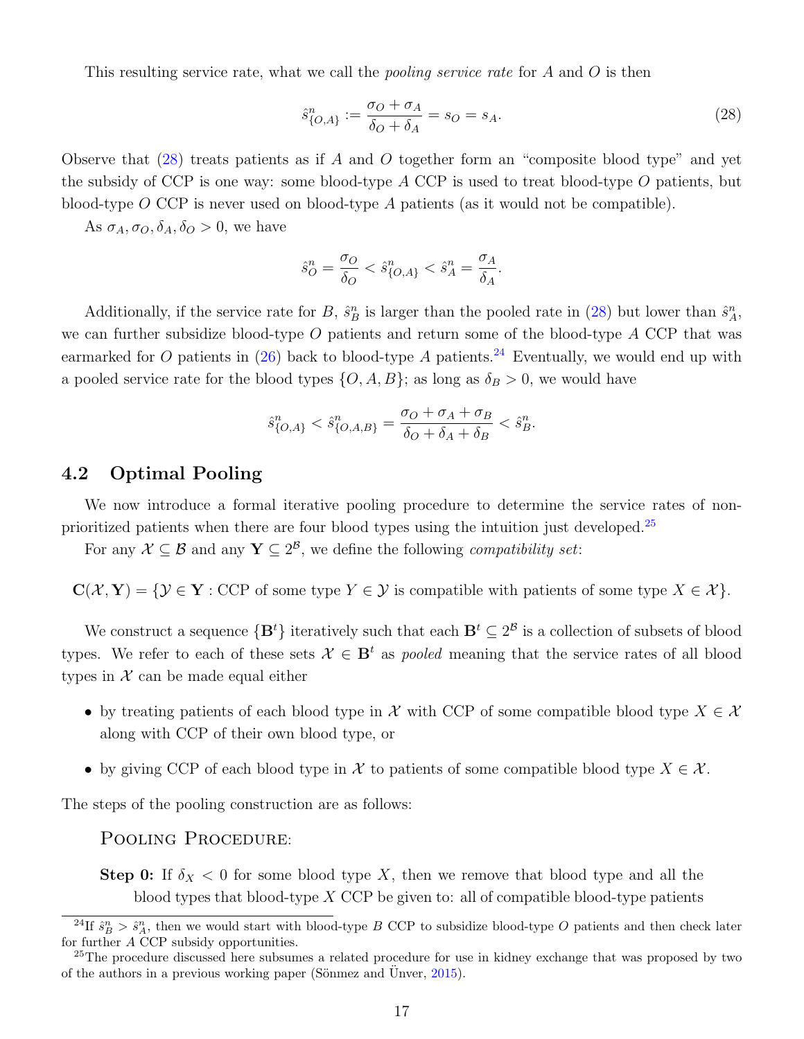This resulting service rate, what we call the *pooling service rate* for $A$ and $O$ is then

$$\hat{s}^n_{\{O,A\}} := \frac{\sigma_O + \sigma_A}{\delta_O + \delta_A} = s_O = s_A. \tag{28}$$

Observe that (28) treats patients as if $A$ and $O$ together form an "composite blood type" and yet the subsidy of CCP is one way: some blood-type $A$ CCP is used to treat blood-type $O$ patients, but blood-type $O$ CCP is never used on blood-type $A$ patients (as it would not be compatible).

As $\sigma_A, \sigma_O, \delta_A, \delta_O > 0$, we have

$$\hat{s}^n_O = \frac{\sigma_O}{\delta_O} < \hat{s}^n_{\{O,A\}} < \hat{s}^n_A = \frac{\sigma_A}{\delta_A}.$$

Additionally, if the service rate for $B$, $\hat{s}^n_B$ is larger than the pooled rate in (28) but lower than $\hat{s}^n_A$, we can further subsidize blood-type $O$ patients and return some of the blood-type $A$ CCP that was earmarked for $O$ patients in (26) back to blood-type $A$ patients.[24] Eventually, we would end up with a pooled service rate for the blood types $\{O, A, B\}$; as long as $\delta_B > 0$, we would have

$$\hat{s}^n_{\{O,A\}} < \hat{s}^n_{\{O,A,B\}} = \frac{\sigma_O + \sigma_A + \sigma_B}{\delta_O + \delta_A + \delta_B} < \hat{s}^n_B.$$

## 4.2 Optimal Pooling

We now introduce a formal iterative pooling procedure to determine the service rates of non-prioritized patients when there are four blood types using the intuition just developed.[25]

For any $\mathcal{X} \subseteq \mathcal{B}$ and any $\mathbf{Y} \subseteq 2^{\mathcal{B}}$, we define the following *compatibility set*:

$$\mathbf{C}(\mathcal{X}, \mathbf{Y}) = \{\mathcal{Y} \in \mathbf{Y} : \text{CCP of some type } Y \in \mathcal{Y} \text{ is compatible with patients of some type } X \in \mathcal{X}\}.$$

We construct a sequence $\{\mathbf{B}^t\}$ iteratively such that each $\mathbf{B}^t \subseteq 2^{\mathcal{B}}$ is a collection of subsets of blood types. We refer to each of these sets $\mathcal{X} \in \mathbf{B}^t$ as *pooled* meaning that the service rates of all blood types in $\mathcal{X}$ can be made equal either

- by treating patients of each blood type in $\mathcal{X}$ with CCP of some compatible blood type $X \in \mathcal{X}$ along with CCP of their own blood type, or
- by giving CCP of each blood type in $\mathcal{X}$ to patients of some compatible blood type $X \in \mathcal{X}$.

The steps of the pooling construction are as follows:

Pooling Procedure:

**Step 0:** If $\delta_X < 0$ for some blood type $X$, then we remove that blood type and all the blood types that blood-type $X$ CCP be given to: all of compatible blood-type patients

[24] If $\hat{s}^n_B > \hat{s}^n_A$, then we would start with blood-type $B$ CCP to subsidize blood-type $O$ patients and then check later for further $A$ CCP subsidy opportunities.

[25] The procedure discussed here subsumes a related procedure for use in kidney exchange that was proposed by two of the authors in a previous working paper (Sönmez and Ünver, 2015).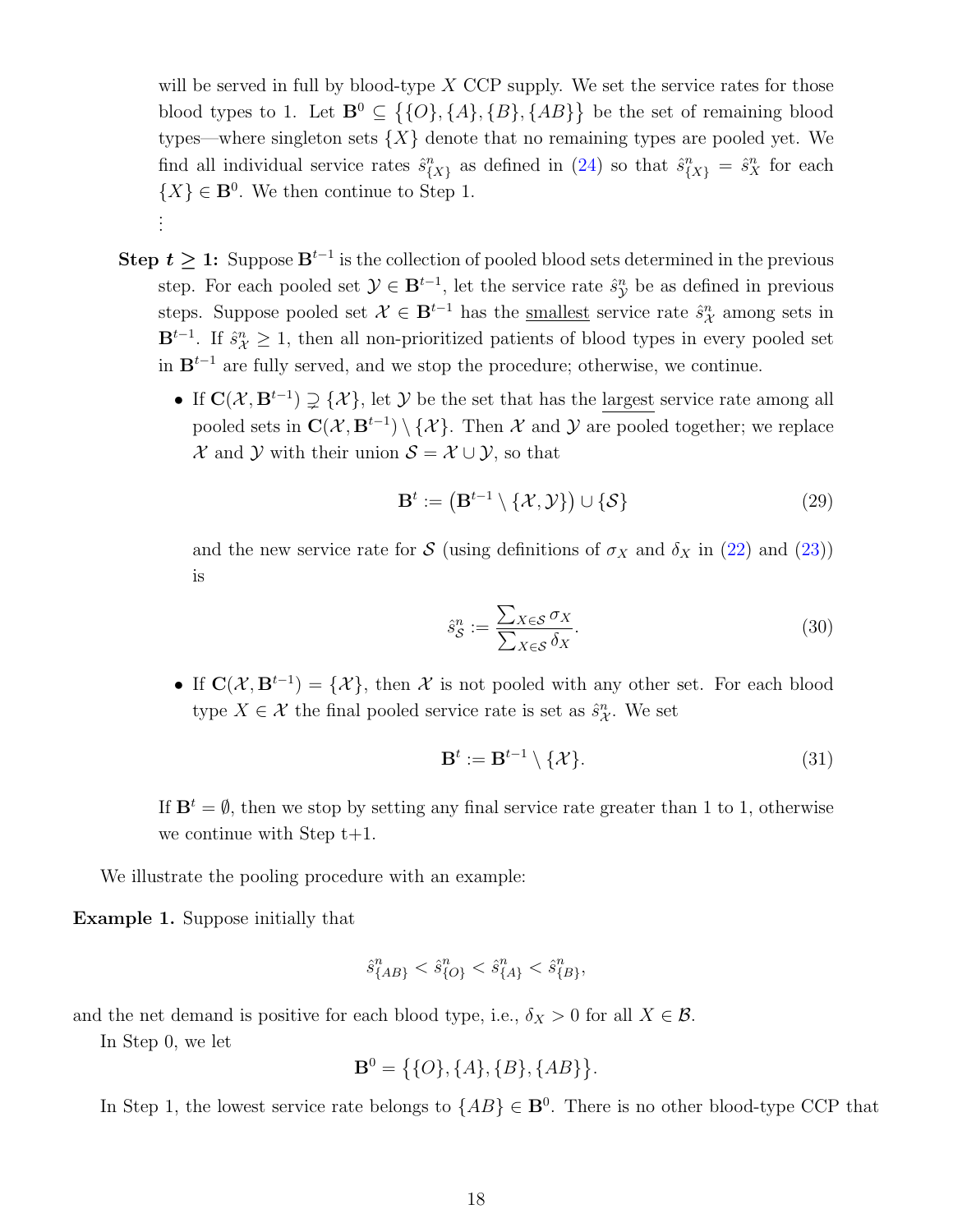will be served in full by blood-type $X$ CCP supply. We set the service rates for those blood types to 1. Let $\mathbf{B}^0 \subseteq \big\{\{O\}, \{A\}, \{B\}, \{AB\}\big\}$ be the set of remaining blood types—where singleton sets $\{X\}$ denote that no remaining types are pooled yet. We find all individual service rates $\hat{s}^n_{\{X\}}$ as defined in (24) so that $\hat{s}^n_{\{X\}} = \hat{s}^n_X$ for each $\{X\} \in \mathbf{B}^0$. We then continue to Step 1.

$\vdots$

**Step $t \geq 1$:** Suppose $\mathbf{B}^{t-1}$ is the collection of pooled blood sets determined in the previous step. For each pooled set $\mathcal{Y} \in \mathbf{B}^{t-1}$, let the service rate $\hat{s}^n_{\mathcal{Y}}$ be as defined in previous steps. Suppose pooled set $\mathcal{X} \in \mathbf{B}^{t-1}$ has the smallest service rate $\hat{s}^n_{\mathcal{X}}$ among sets in $\mathbf{B}^{t-1}$. If $\hat{s}^n_{\mathcal{X}} \geq 1$, then all non-prioritized patients of blood types in every pooled set in $\mathbf{B}^{t-1}$ are fully served, and we stop the procedure; otherwise, we continue.

- If $\mathbf{C}(\mathcal{X}, \mathbf{B}^{t-1}) \supsetneq \{\mathcal{X}\}$, let $\mathcal{Y}$ be the set that has the largest service rate among all pooled sets in $\mathbf{C}(\mathcal{X}, \mathbf{B}^{t-1}) \setminus \{\mathcal{X}\}$. Then $\mathcal{X}$ and $\mathcal{Y}$ are pooled together; we replace $\mathcal{X}$ and $\mathcal{Y}$ with their union $\mathcal{S} = \mathcal{X} \cup \mathcal{Y}$, so that

$$\mathbf{B}^t := \big(\mathbf{B}^{t-1} \setminus \{\mathcal{X}, \mathcal{Y}\}\big) \cup \{\mathcal{S}\} \tag{29}$$

  and the new service rate for $\mathcal{S}$ (using definitions of $\sigma_X$ and $\delta_X$ in (22) and (23)) is

$$\hat{s}^n_{\mathcal{S}} := \frac{\sum_{X \in \mathcal{S}} \sigma_X}{\sum_{X \in \mathcal{S}} \delta_X}. \tag{30}$$

- If $\mathbf{C}(\mathcal{X}, \mathbf{B}^{t-1}) = \{\mathcal{X}\}$, then $\mathcal{X}$ is not pooled with any other set. For each blood type $X \in \mathcal{X}$ the final pooled service rate is set as $\hat{s}^n_{\mathcal{X}}$. We set

$$\mathbf{B}^t := \mathbf{B}^{t-1} \setminus \{\mathcal{X}\}. \tag{31}$$

If $\mathbf{B}^t = \emptyset$, then we stop by setting any final service rate greater than 1 to 1, otherwise we continue with Step t+1.

We illustrate the pooling procedure with an example:

**Example 1.** Suppose initially that

$$\hat{s}^n_{\{AB\}} < \hat{s}^n_{\{O\}} < \hat{s}^n_{\{A\}} < \hat{s}^n_{\{B\}},$$

and the net demand is positive for each blood type, i.e., $\delta_X > 0$ for all $X \in \mathcal{B}$.

In Step 0, we let

$$\mathbf{B}^0 = \big\{\{O\}, \{A\}, \{B\}, \{AB\}\big\}.$$

In Step 1, the lowest service rate belongs to $\{AB\} \in \mathbf{B}^0$. There is no other blood-type CCP that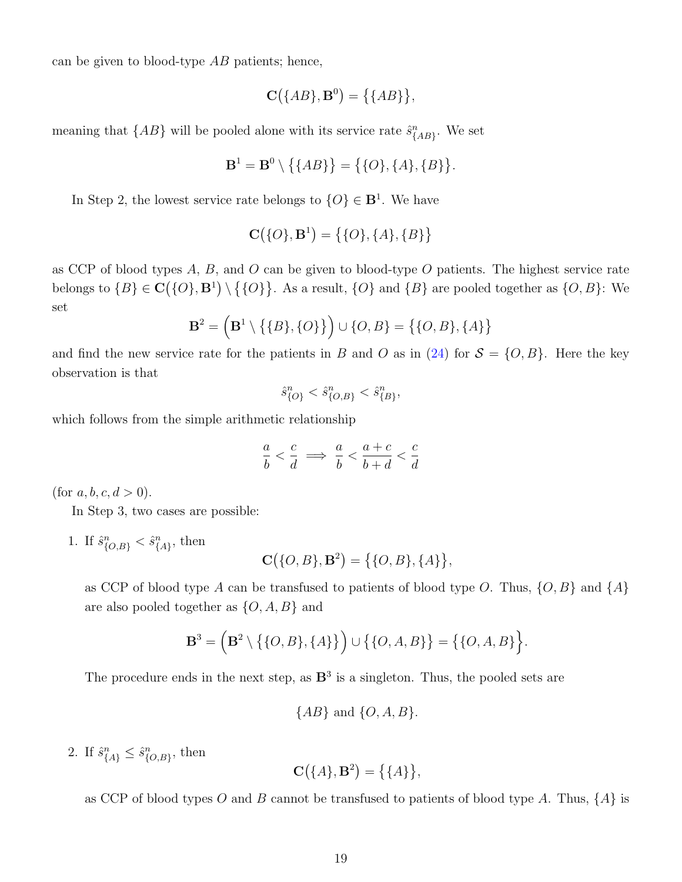can be given to blood-type $AB$ patients; hence,

$$\mathbf{C}\big(\{AB\}, \mathbf{B}^0\big) = \big\{\{AB\}\big\},$$

meaning that $\{AB\}$ will be pooled alone with its service rate $\hat{s}^n_{\{AB\}}$. We set

$$\mathbf{B}^1 = \mathbf{B}^0 \setminus \big\{\{AB\}\big\} = \big\{\{O\}, \{A\}, \{B\}\big\}.$$

In Step 2, the lowest service rate belongs to $\{O\} \in \mathbf{B}^1$. We have

$$\mathbf{C}\big(\{O\}, \mathbf{B}^1\big) = \big\{\{O\}, \{A\}, \{B\}\big\}$$

as CCP of blood types $A$, $B$, and $O$ can be given to blood-type $O$ patients. The highest service rate belongs to $\{B\} \in \mathbf{C}\big(\{O\}, \mathbf{B}^1\big) \setminus \big\{\{O\}\big\}$. As a result, $\{O\}$ and $\{B\}$ are pooled together as $\{O, B\}$: We set

$$\mathbf{B}^2 = \Big(\mathbf{B}^1 \setminus \big\{\{B\}, \{O\}\big\}\Big) \cup \{O, B\} = \big\{\{O, B\}, \{A\}\big\}$$

and find the new service rate for the patients in $B$ and $O$ as in (24) for $\mathcal{S} = \{O, B\}$. Here the key observation is that

$$\hat{s}^n_{\{O\}} < \hat{s}^n_{\{O,B\}} < \hat{s}^n_{\{B\}},$$

which follows from the simple arithmetic relationship

$$\frac{a}{b} < \frac{c}{d} \implies \frac{a}{b} < \frac{a+c}{b+d} < \frac{c}{d}$$

(for $a, b, c, d > 0$).

In Step 3, two cases are possible:

1. If $\hat{s}^n_{\{O,B\}} < \hat{s}^n_{\{A\}}$, then
$$\mathbf{C}\big(\{O, B\}, \mathbf{B}^2\big) = \big\{\{O, B\}, \{A\}\big\},$$
as CCP of blood type $A$ can be transfused to patients of blood type $O$. Thus, $\{O, B\}$ and $\{A\}$ are also pooled together as $\{O, A, B\}$ and
$$\mathbf{B}^3 = \Big(\mathbf{B}^2 \setminus \big\{\{O, B\}, \{A\}\big\}\Big) \cup \big\{\{O, A, B\}\big\} = \Big\{\{O, A, B\}\Big\}.$$
The procedure ends in the next step, as $\mathbf{B}^3$ is a singleton. Thus, the pooled sets are
$$\{AB\} \text{ and } \{O, A, B\}.$$

2. If $\hat{s}^n_{\{A\}} \le \hat{s}^n_{\{O,B\}}$, then
$$\mathbf{C}\big(\{A\}, \mathbf{B}^2\big) = \big\{\{A\}\big\},$$
as CCP of blood types $O$ and $B$ cannot be transfused to patients of blood type $A$. Thus, $\{A\}$ is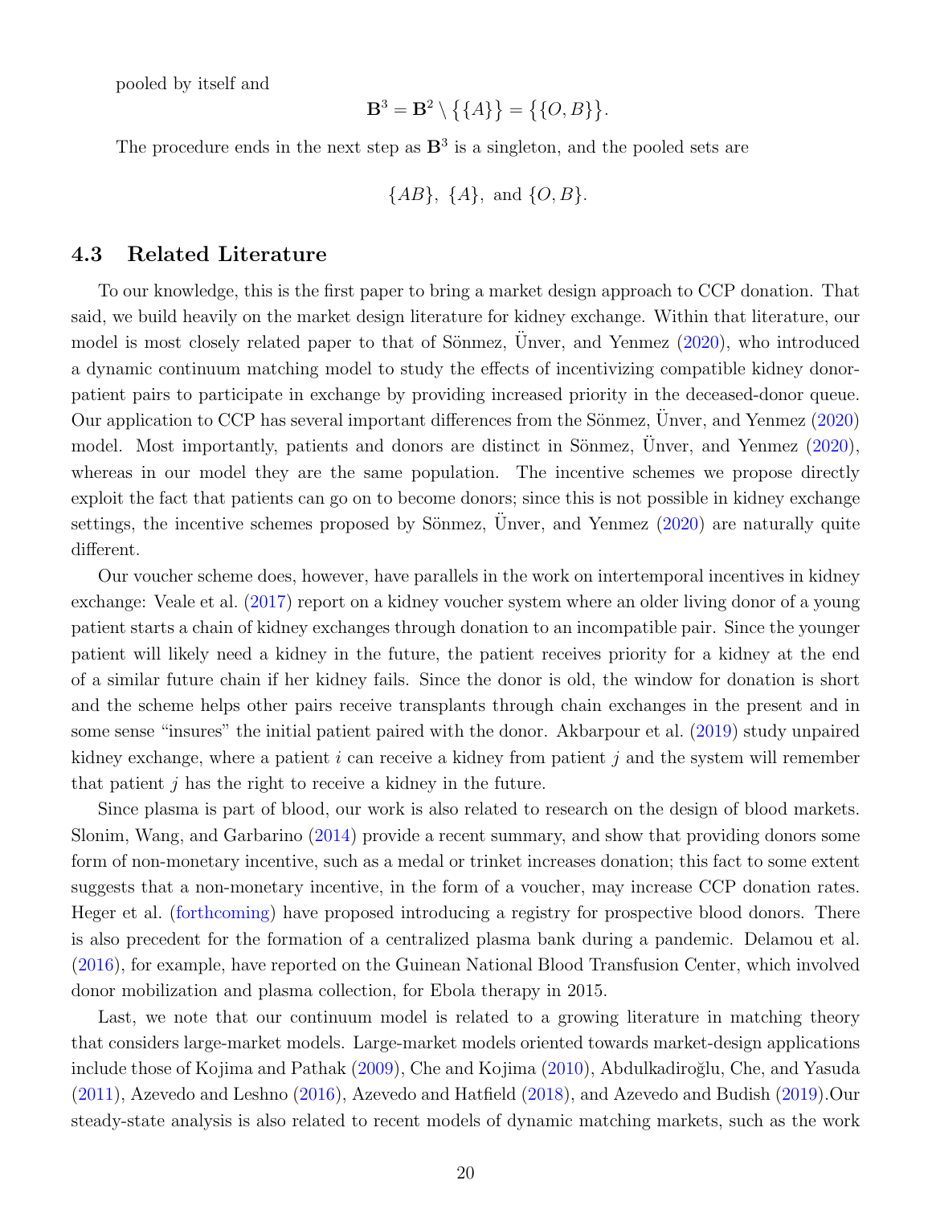pooled by itself and

$$\mathbf{B}^3 = \mathbf{B}^2 \setminus \{\{A\}\} = \{\{O, B\}\}.$$

The procedure ends in the next step as $\mathbf{B}^3$ is a singleton, and the pooled sets are

$$\{AB\},\ \{A\},\ \text{and}\ \{O, B\}.$$

### 4.3 Related Literature

To our knowledge, this is the first paper to bring a market design approach to CCP donation. That said, we build heavily on the market design literature for kidney exchange. Within that literature, our model is most closely related paper to that of Sönmez, Ünver, and Yenmez (2020), who introduced a dynamic continuum matching model to study the effects of incentivizing compatible kidney donor-patient pairs to participate in exchange by providing increased priority in the deceased-donor queue. Our application to CCP has several important differences from the Sönmez, Ünver, and Yenmez (2020) model. Most importantly, patients and donors are distinct in Sönmez, Ünver, and Yenmez (2020), whereas in our model they are the same population. The incentive schemes we propose directly exploit the fact that patients can go on to become donors; since this is not possible in kidney exchange settings, the incentive schemes proposed by Sönmez, Ünver, and Yenmez (2020) are naturally quite different.

Our voucher scheme does, however, have parallels in the work on intertemporal incentives in kidney exchange: Veale et al. (2017) report on a kidney voucher system where an older living donor of a young patient starts a chain of kidney exchanges through donation to an incompatible pair. Since the younger patient will likely need a kidney in the future, the patient receives priority for a kidney at the end of a similar future chain if her kidney fails. Since the donor is old, the window for donation is short and the scheme helps other pairs receive transplants through chain exchanges in the present and in some sense "insures" the initial patient paired with the donor. Akbarpour et al. (2019) study unpaired kidney exchange, where a patient $i$ can receive a kidney from patient $j$ and the system will remember that patient $j$ has the right to receive a kidney in the future.

Since plasma is part of blood, our work is also related to research on the design of blood markets. Slonim, Wang, and Garbarino (2014) provide a recent summary, and show that providing donors some form of non-monetary incentive, such as a medal or trinket increases donation; this fact to some extent suggests that a non-monetary incentive, in the form of a voucher, may increase CCP donation rates. Heger et al. (forthcoming) have proposed introducing a registry for prospective blood donors. There is also precedent for the formation of a centralized plasma bank during a pandemic. Delamou et al. (2016), for example, have reported on the Guinean National Blood Transfusion Center, which involved donor mobilization and plasma collection, for Ebola therapy in 2015.

Last, we note that our continuum model is related to a growing literature in matching theory that considers large-market models. Large-market models oriented towards market-design applications include those of Kojima and Pathak (2009), Che and Kojima (2010), Abdulkadiroğlu, Che, and Yasuda (2011), Azevedo and Leshno (2016), Azevedo and Hatfield (2018), and Azevedo and Budish (2019).Our steady-state analysis is also related to recent models of dynamic matching markets, such as the work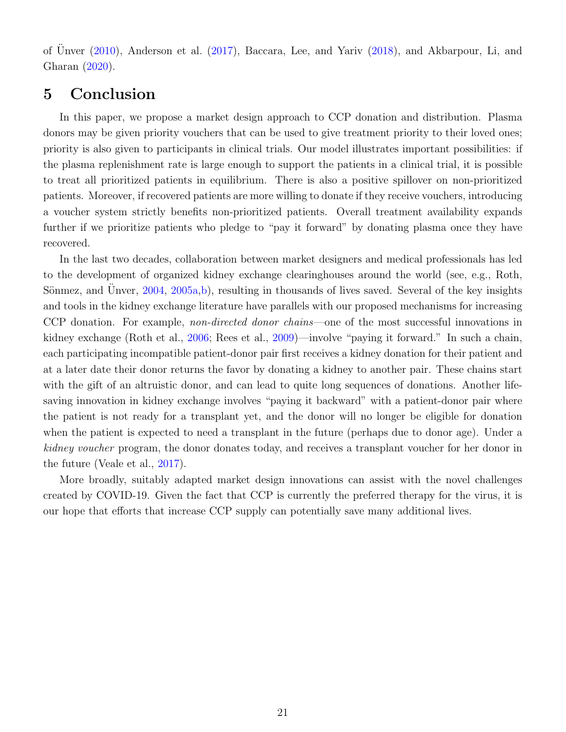of Ünver (2010), Anderson et al. (2017), Baccara, Lee, and Yariv (2018), and Akbarpour, Li, and Gharan (2020).

# 5 Conclusion

In this paper, we propose a market design approach to CCP donation and distribution. Plasma donors may be given priority vouchers that can be used to give treatment priority to their loved ones; priority is also given to participants in clinical trials. Our model illustrates important possibilities: if the plasma replenishment rate is large enough to support the patients in a clinical trial, it is possible to treat all prioritized patients in equilibrium. There is also a positive spillover on non-prioritized patients. Moreover, if recovered patients are more willing to donate if they receive vouchers, introducing a voucher system strictly benefits non-prioritized patients. Overall treatment availability expands further if we prioritize patients who pledge to "pay it forward" by donating plasma once they have recovered.

In the last two decades, collaboration between market designers and medical professionals has led to the development of organized kidney exchange clearinghouses around the world (see, e.g., Roth, Sönmez, and Ünver, 2004, 2005a,b), resulting in thousands of lives saved. Several of the key insights and tools in the kidney exchange literature have parallels with our proposed mechanisms for increasing CCP donation. For example, *non-directed donor chains*—one of the most successful innovations in kidney exchange (Roth et al., 2006; Rees et al., 2009)—involve "paying it forward." In such a chain, each participating incompatible patient-donor pair first receives a kidney donation for their patient and at a later date their donor returns the favor by donating a kidney to another pair. These chains start with the gift of an altruistic donor, and can lead to quite long sequences of donations. Another life-saving innovation in kidney exchange involves "paying it backward" with a patient-donor pair where the patient is not ready for a transplant yet, and the donor will no longer be eligible for donation when the patient is expected to need a transplant in the future (perhaps due to donor age). Under a *kidney voucher* program, the donor donates today, and receives a transplant voucher for her donor in the future (Veale et al., 2017).

More broadly, suitably adapted market design innovations can assist with the novel challenges created by COVID-19. Given the fact that CCP is currently the preferred therapy for the virus, it is our hope that efforts that increase CCP supply can potentially save many additional lives.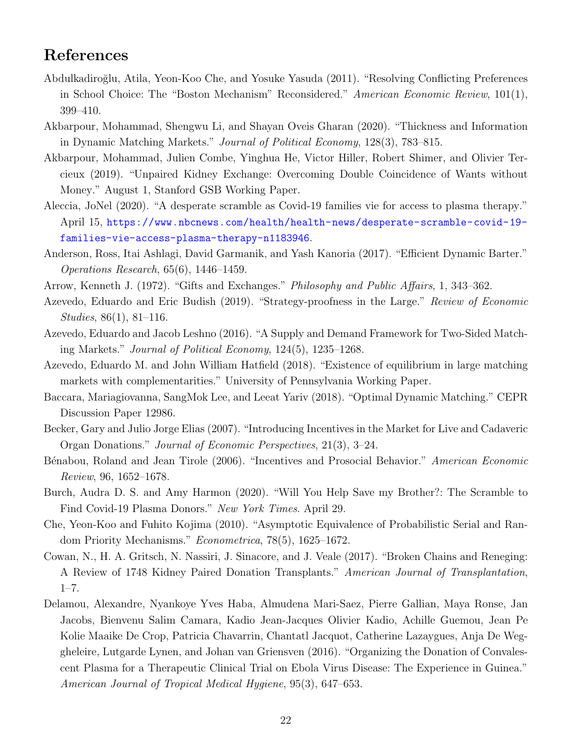# References

Abdulkadiroğlu, Atila, Yeon-Koo Che, and Yosuke Yasuda (2011). "Resolving Conflicting Preferences in School Choice: The "Boston Mechanism" Reconsidered." *American Economic Review*, 101(1), 399–410.

Akbarpour, Mohammad, Shengwu Li, and Shayan Oveis Gharan (2020). "Thickness and Information in Dynamic Matching Markets." *Journal of Political Economy*, 128(3), 783–815.

Akbarpour, Mohammad, Julien Combe, Yinghua He, Victor Hiller, Robert Shimer, and Olivier Tercieux (2019). "Unpaired Kidney Exchange: Overcoming Double Coincidence of Wants without Money." August 1, Stanford GSB Working Paper.

Aleccia, JoNel (2020). "A desperate scramble as Covid-19 families vie for access to plasma therapy." April 15, https://www.nbcnews.com/health/health-news/desperate-scramble-covid-19-families-vie-access-plasma-therapy-n1183946.

Anderson, Ross, Itai Ashlagi, David Garmanik, and Yash Kanoria (2017). "Efficient Dynamic Barter." *Operations Research*, 65(6), 1446–1459.

Arrow, Kenneth J. (1972). "Gifts and Exchanges." *Philosophy and Public Affairs*, 1, 343–362.

Azevedo, Eduardo and Eric Budish (2019). "Strategy-proofness in the Large." *Review of Economic Studies*, 86(1), 81–116.

Azevedo, Eduardo and Jacob Leshno (2016). "A Supply and Demand Framework for Two-Sided Matching Markets." *Journal of Political Economy*, 124(5), 1235–1268.

Azevedo, Eduardo M. and John William Hatfield (2018). "Existence of equilibrium in large matching markets with complementarities." University of Pennsylvania Working Paper.

Baccara, Mariagiovanna, SangMok Lee, and Leeat Yariv (2018). "Optimal Dynamic Matching." CEPR Discussion Paper 12986.

Becker, Gary and Julio Jorge Elias (2007). "Introducing Incentives in the Market for Live and Cadaveric Organ Donations." *Journal of Economic Perspectives*, 21(3), 3–24.

Bénabou, Roland and Jean Tirole (2006). "Incentives and Prosocial Behavior." *American Economic Review*, 96, 1652–1678.

Burch, Audra D. S. and Amy Harmon (2020). "Will You Help Save my Brother?: The Scramble to Find Covid-19 Plasma Donors." *New York Times*. April 29.

Che, Yeon-Koo and Fuhito Kojima (2010). "Asymptotic Equivalence of Probabilistic Serial and Random Priority Mechanisms." *Econometrica*, 78(5), 1625–1672.

Cowan, N., H. A. Gritsch, N. Nassiri, J. Sinacore, and J. Veale (2017). "Broken Chains and Reneging: A Review of 1748 Kidney Paired Donation Transplants." *American Journal of Transplantation*, 1–7.

Delamou, Alexandre, Nyankoye Yves Haba, Almudena Mari-Saez, Pierre Gallian, Maya Ronse, Jan Jacobs, Bienvenu Salim Camara, Kadio Jean-Jacques Olivier Kadio, Achille Guemou, Jean Pe Kolie Maaike De Crop, Patricia Chavarrin, Chantatl Jacquot, Catherine Lazaygues, Anja De Weggheleire, Lutgarde Lynen, and Johan van Griensven (2016). "Organizing the Donation of Convalescent Plasma for a Therapeutic Clinical Trial on Ebola Virus Disease: The Experience in Guinea." *American Journal of Tropical Medical Hygiene*, 95(3), 647–653.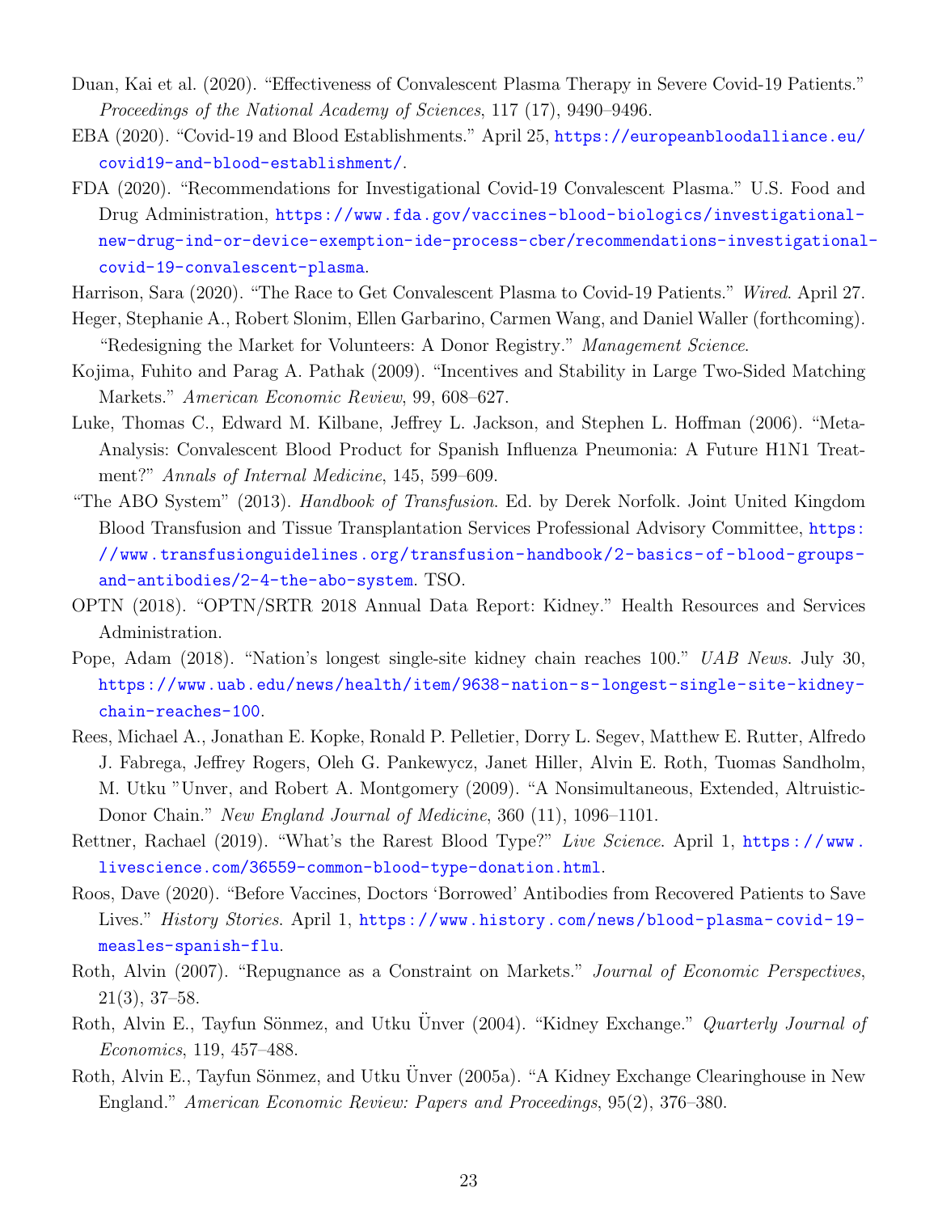Duan, Kai et al. (2020). "Effectiveness of Convalescent Plasma Therapy in Severe Covid-19 Patients." *Proceedings of the National Academy of Sciences*, 117 (17), 9490–9496.

EBA (2020). "Covid-19 and Blood Establishments." April 25, https://europeanbloodalliance.eu/covid19-and-blood-establishment/.

FDA (2020). "Recommendations for Investigational Covid-19 Convalescent Plasma." U.S. Food and Drug Administration, https://www.fda.gov/vaccines-blood-biologics/investigational-new-drug-ind-or-device-exemption-ide-process-cber/recommendations-investigational-covid-19-convalescent-plasma.

Harrison, Sara (2020). "The Race to Get Convalescent Plasma to Covid-19 Patients." *Wired*. April 27.

Heger, Stephanie A., Robert Slonim, Ellen Garbarino, Carmen Wang, and Daniel Waller (forthcoming). "Redesigning the Market for Volunteers: A Donor Registry." *Management Science*.

Kojima, Fuhito and Parag A. Pathak (2009). "Incentives and Stability in Large Two-Sided Matching Markets." *American Economic Review*, 99, 608–627.

Luke, Thomas C., Edward M. Kilbane, Jeffrey L. Jackson, and Stephen L. Hoffman (2006). "Meta-Analysis: Convalescent Blood Product for Spanish Influenza Pneumonia: A Future H1N1 Treatment?" *Annals of Internal Medicine*, 145, 599–609.

"The ABO System" (2013). *Handbook of Transfusion*. Ed. by Derek Norfolk. Joint United Kingdom Blood Transfusion and Tissue Transplantation Services Professional Advisory Committee, https://www.transfusionguidelines.org/transfusion-handbook/2-basics-of-blood-groups-and-antibodies/2-4-the-abo-system. TSO.

OPTN (2018). "OPTN/SRTR 2018 Annual Data Report: Kidney." Health Resources and Services Administration.

Pope, Adam (2018). "Nation's longest single-site kidney chain reaches 100." *UAB News*. July 30, https://www.uab.edu/news/health/item/9638-nation-s-longest-single-site-kidney-chain-reaches-100.

Rees, Michael A., Jonathan E. Kopke, Ronald P. Pelletier, Dorry L. Segev, Matthew E. Rutter, Alfredo J. Fabrega, Jeffrey Rogers, Oleh G. Pankewycz, Janet Hiller, Alvin E. Roth, Tuomas Sandholm, M. Utku "Unver, and Robert A. Montgomery (2009). "A Nonsimultaneous, Extended, Altruistic-Donor Chain." *New England Journal of Medicine*, 360 (11), 1096–1101.

Rettner, Rachael (2019). "What's the Rarest Blood Type?" *Live Science*. April 1, https://www.livescience.com/36559-common-blood-type-donation.html.

Roos, Dave (2020). "Before Vaccines, Doctors 'Borrowed' Antibodies from Recovered Patients to Save Lives." *History Stories*. April 1, https://www.history.com/news/blood-plasma-covid-19-measles-spanish-flu.

Roth, Alvin (2007). "Repugnance as a Constraint on Markets." *Journal of Economic Perspectives*, 21(3), 37–58.

Roth, Alvin E., Tayfun Sönmez, and Utku Ünver (2004). "Kidney Exchange." *Quarterly Journal of Economics*, 119, 457–488.

Roth, Alvin E., Tayfun Sönmez, and Utku Ünver (2005a). "A Kidney Exchange Clearinghouse in New England." *American Economic Review: Papers and Proceedings*, 95(2), 376–380.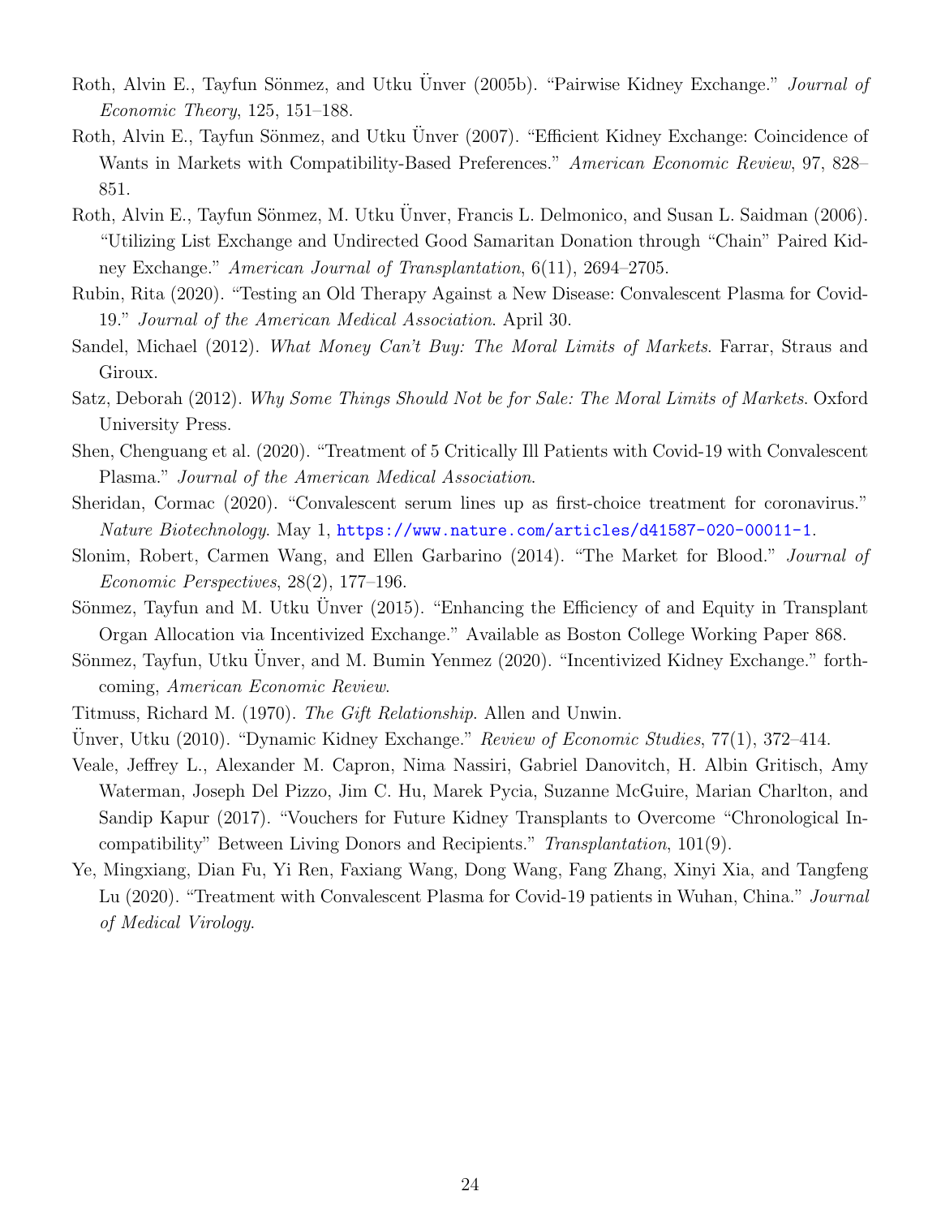Roth, Alvin E., Tayfun Sönmez, and Utku Ünver (2005b). "Pairwise Kidney Exchange." *Journal of Economic Theory*, 125, 151–188.

Roth, Alvin E., Tayfun Sönmez, and Utku Ünver (2007). "Efficient Kidney Exchange: Coincidence of Wants in Markets with Compatibility-Based Preferences." *American Economic Review*, 97, 828–851.

Roth, Alvin E., Tayfun Sönmez, M. Utku Ünver, Francis L. Delmonico, and Susan L. Saidman (2006). "Utilizing List Exchange and Undirected Good Samaritan Donation through "Chain" Paired Kidney Exchange." *American Journal of Transplantation*, 6(11), 2694–2705.

Rubin, Rita (2020). "Testing an Old Therapy Against a New Disease: Convalescent Plasma for Covid-19." *Journal of the American Medical Association*. April 30.

Sandel, Michael (2012). *What Money Can't Buy: The Moral Limits of Markets*. Farrar, Straus and Giroux.

Satz, Deborah (2012). *Why Some Things Should Not be for Sale: The Moral Limits of Markets*. Oxford University Press.

Shen, Chenguang et al. (2020). "Treatment of 5 Critically Ill Patients with Covid-19 with Convalescent Plasma." *Journal of the American Medical Association*.

Sheridan, Cormac (2020). "Convalescent serum lines up as first-choice treatment for coronavirus." *Nature Biotechnology*. May 1, https://www.nature.com/articles/d41587-020-00011-1.

Slonim, Robert, Carmen Wang, and Ellen Garbarino (2014). "The Market for Blood." *Journal of Economic Perspectives*, 28(2), 177–196.

Sönmez, Tayfun and M. Utku Ünver (2015). "Enhancing the Efficiency of and Equity in Transplant Organ Allocation via Incentivized Exchange." Available as Boston College Working Paper 868.

Sönmez, Tayfun, Utku Ünver, and M. Bumin Yenmez (2020). "Incentivized Kidney Exchange." forthcoming, *American Economic Review*.

Titmuss, Richard M. (1970). *The Gift Relationship*. Allen and Unwin.

Ünver, Utku (2010). "Dynamic Kidney Exchange." *Review of Economic Studies*, 77(1), 372–414.

Veale, Jeffrey L., Alexander M. Capron, Nima Nassiri, Gabriel Danovitch, H. Albin Gritisch, Amy Waterman, Joseph Del Pizzo, Jim C. Hu, Marek Pycia, Suzanne McGuire, Marian Charlton, and Sandip Kapur (2017). "Vouchers for Future Kidney Transplants to Overcome "Chronological Incompatibility" Between Living Donors and Recipients." *Transplantation*, 101(9).

Ye, Mingxiang, Dian Fu, Yi Ren, Faxiang Wang, Dong Wang, Fang Zhang, Xinyi Xia, and Tangfeng Lu (2020). "Treatment with Convalescent Plasma for Covid-19 patients in Wuhan, China." *Journal of Medical Virology*.